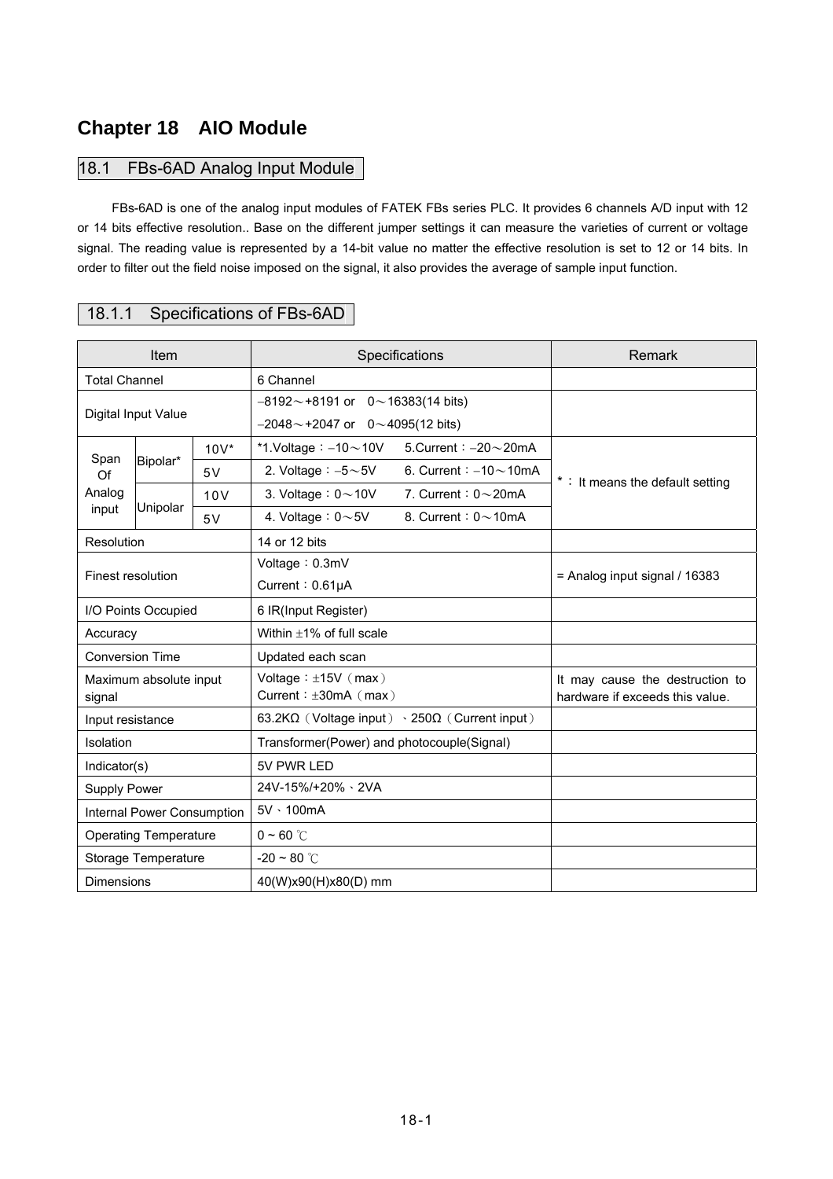# Chapter 18 AIO Module

## 18.1 FBs-6AD Analog Input Module

FBs-6AD is one of the analog input modules of FATEK FBs series PLC. It provides 6 channels A/D input with 12 or 14 bits effective resolution.. Base on the different jumper settings it can measure the varieties of current or voltage signal. The reading value is represented by a 14-bit value no matter the effective resolution is set to 12 or 14 bits. In order to filter out the field noise imposed on the signal, it also provides the average of sample input function.

### 18.1.1 Specifications of FBs-6AD

| Item | | | Specifications | Remark |
|---|---|---|---|---|
| Total Channel | | | 6 Channel | |
| Digital Input Value | | | −8192～+8191 or 0～16383(14 bits)<br>−2048～+2047 or 0～4095(12 bits) | |
| Span Of Analog input | Bipolar* | 10V* | *1.Voltage：−10～10V 5.Current：−20～20mA | *： It means the default setting |
| | | 5V | 2. Voltage：−5～5V 6. Current：−10～10mA | |
| | Unipolar | 10V | 3. Voltage：0～10V 7. Current：0～20mA | |
| | | 5V | 4. Voltage：0～5V 8. Current：0～10mA | |
| Resolution | | | 14 or 12 bits | |
| Finest resolution | | | Voltage：0.3mV<br>Current：0.61μA | = Analog input signal / 16383 |
| I/O Points Occupied | | | 6 IR(Input Register) | |
| Accuracy | | | Within ±1% of full scale | |
| Conversion Time | | | Updated each scan | |
| Maximum absolute input signal | | | Voltage：±15V（max）<br>Current：±30mA（max） | It may cause the destruction to hardware if exceeds this value. |
| Input resistance | | | 63.2KΩ（Voltage input）、250Ω（Current input） | |
| Isolation | | | Transformer(Power) and photocouple(Signal) | |
| Indicator(s) | | | 5V PWR LED | |
| Supply Power | | | 24V-15%/+20%、2VA | |
| Internal Power Consumption | | | 5V、100mA | |
| Operating Temperature | | | 0 ~ 60 ℃ | |
| Storage Temperature | | | -20 ~ 80 ℃ | |
| Dimensions | | | 40(W)x90(H)x80(D) mm | |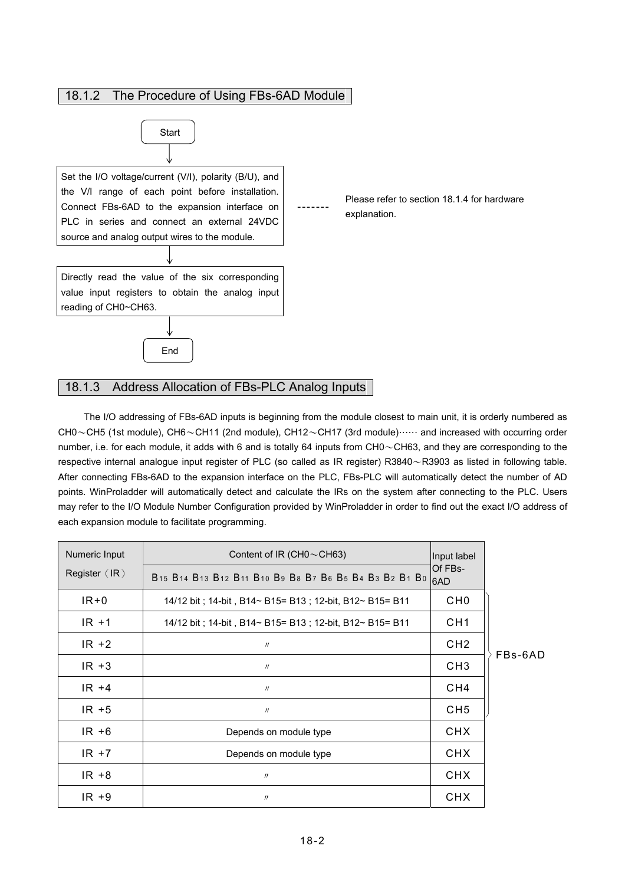## 18.1.2 The Procedure of Using FBs-6AD Module

Start

↓

Set the I/O voltage/current (V/I), polarity (B/U), and the V/I range of each point before installation. Connect FBs-6AD to the expansion interface on PLC in series and connect an external 24VDC source and analog output wires to the module.

------- Please refer to section 18.1.4 for hardware explanation.

↓

Directly read the value of the six corresponding value input registers to obtain the analog input reading of CH0~CH63.

↓

End

## 18.1.3 Address Allocation of FBs-PLC Analog Inputs

The I/O addressing of FBs-6AD inputs is beginning from the module closest to main unit, it is orderly numbered as CH0～CH5 (1st module), CH6～CH11 (2nd module), CH12～CH17 (3rd module)…… and increased with occurring order number, i.e. for each module, it adds with 6 and is totally 64 inputs from CH0～CH63, and they are corresponding to the respective internal analogue input register of PLC (so called as IR register) R3840～R3903 as listed in following table. After connecting FBs-6AD to the expansion interface on the PLC, FBs-PLC will automatically detect the number of AD points. WinProladder will automatically detect and calculate the IRs on the system after connecting to the PLC. Users may refer to the I/O Module Number Configuration provided by WinProladder in order to find out the exact I/O address of each expansion module to facilitate programming.

| Numeric Input Register（IR） | Content of IR (CH0～CH63) B15 B14 B13 B12 B11 B10 B9 B8 B7 B6 B5 B4 B3 B2 B1 B0 | Input label Of FBs-6AD | |
|---|---|---|---|
| IR+0 | 14/12 bit ; 14-bit , B14~ B15= B13 ; 12-bit, B12~ B15= B11 | CH0 | FBs-6AD |
| IR +1 | 14/12 bit ; 14-bit , B14~ B15= B13 ; 12-bit, B12~ B15= B11 | CH1 | FBs-6AD |
| IR +2 | 〃 | CH2 | FBs-6AD |
| IR +3 | 〃 | CH3 | FBs-6AD |
| IR +4 | 〃 | CH4 | FBs-6AD |
| IR +5 | 〃 | CH5 | FBs-6AD |
| IR +6 | Depends on module type | CHX | |
| IR +7 | Depends on module type | CHX | |
| IR +8 | 〃 | CHX | |
| IR +9 | 〃 | CHX | |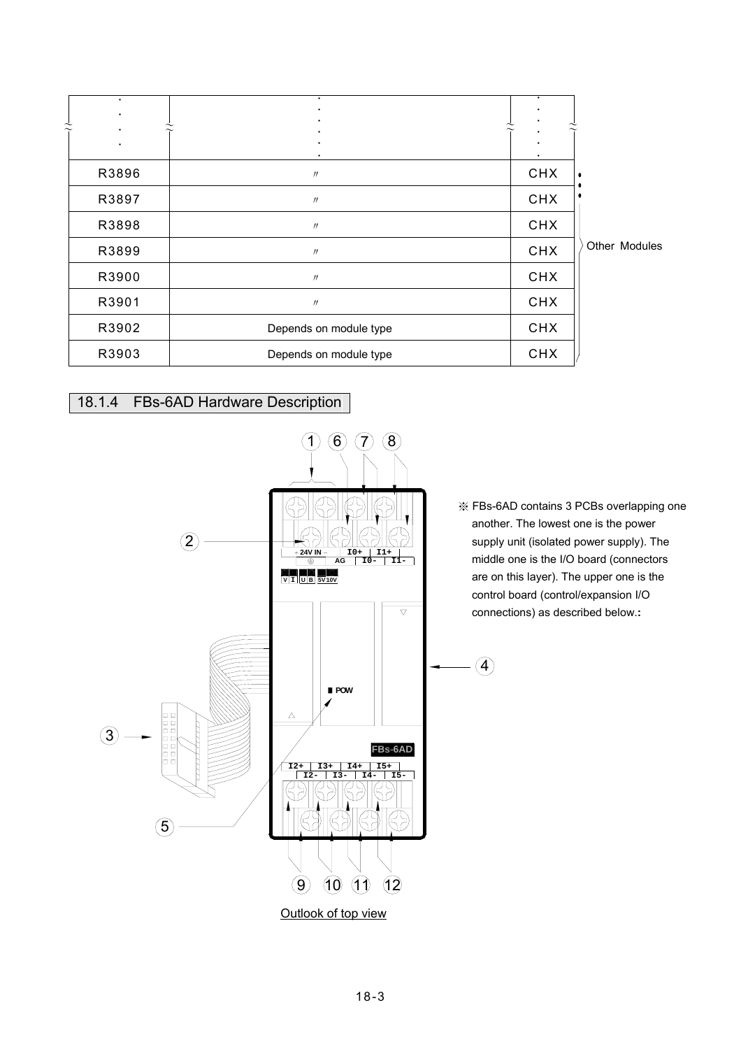| | | |
|---|---|---|
| ⋮ | ⋮ | ⋮ |
| R3896 | 〃 | CHX |
| R3897 | 〃 | CHX |
| R3898 | 〃 | CHX |
| R3899 | 〃 | CHX |
| R3900 | 〃 | CHX |
| R3901 | 〃 | CHX |
| R3902 | Depends on module type | CHX |
| R3903 | Depends on module type | CHX |

Other Modules

## 18.1.4 FBs-6AD Hardware Description

※ FBs-6AD contains 3 PCBs overlapping one another. The lowest one is the power supply unit (isolated power supply). The middle one is the I/O board (connectors are on this layer). The upper one is the control board (control/expansion I/O connections) as described below.**:**

Outlook of top view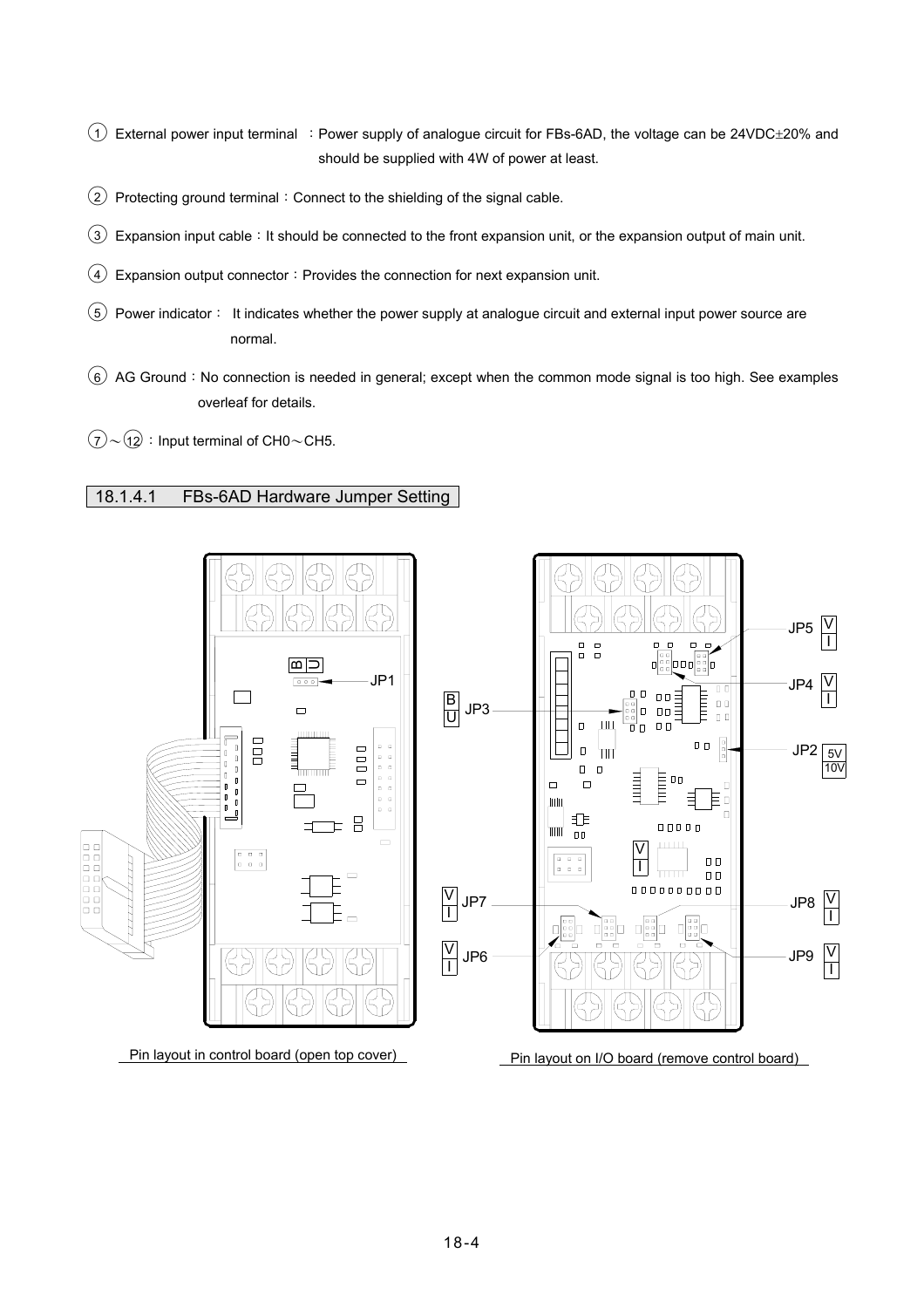① External power input terminal ：Power supply of analogue circuit for FBs-6AD, the voltage can be 24VDC±20% and should be supplied with 4W of power at least.

② Protecting ground terminal：Connect to the shielding of the signal cable.

③ Expansion input cable：It should be connected to the front expansion unit, or the expansion output of main unit.

④ Expansion output connector：Provides the connection for next expansion unit.

⑤ Power indicator： It indicates whether the power supply at analogue circuit and external input power source are normal.

⑥ AG Ground：No connection is needed in general; except when the common mode signal is too high. See examples overleaf for details.

⑦～⑫ ：Input terminal of CH0～CH5.

### 18.1.4.1 FBs-6AD Hardware Jumper Setting

JP1 (B / U)

Pin layout in control board (open top cover)

JP3 (B / U), JP5 (V / I), JP4 (V / I), JP2 (5V / 10V), JP7 (V / I), JP6 (V / I), JP8 (V / I), JP9 (V / I)

Pin layout on I/O board (remove control board)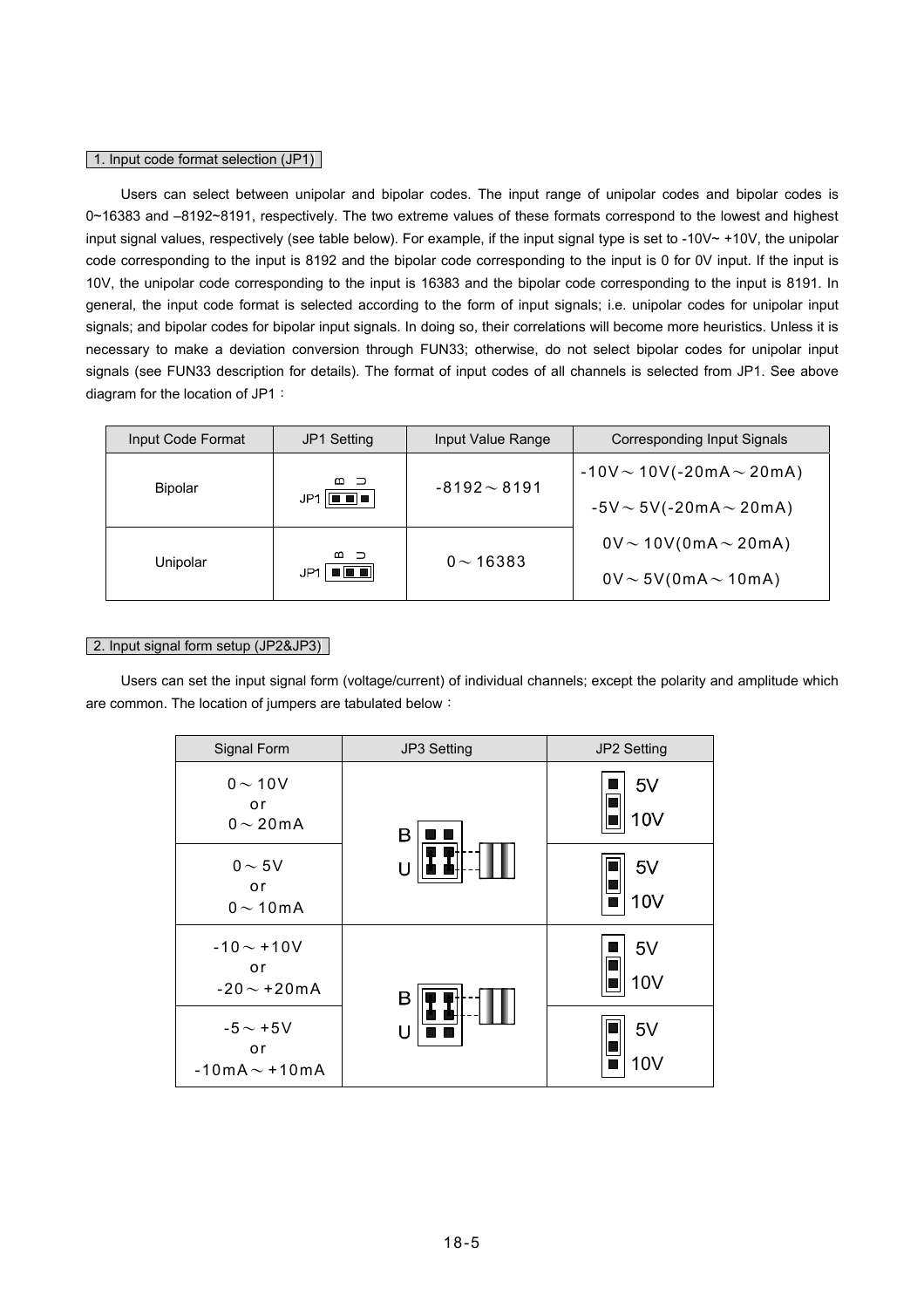## 1. Input code format selection (JP1)

Users can select between unipolar and bipolar codes. The input range of unipolar codes and bipolar codes is 0~16383 and –8192~8191, respectively. The two extreme values of these formats correspond to the lowest and highest input signal values, respectively (see table below). For example, if the input signal type is set to -10V~ +10V, the unipolar code corresponding to the input is 8192 and the bipolar code corresponding to the input is 0 for 0V input. If the input is 10V, the unipolar code corresponding to the input is 16383 and the bipolar code corresponding to the input is 8191. In general, the input code format is selected according to the form of input signals; i.e. unipolar codes for unipolar input signals; and bipolar codes for bipolar input signals. In doing so, their correlations will become more heuristics. Unless it is necessary to make a deviation conversion through FUN33; otherwise, do not select bipolar codes for unipolar input signals (see FUN33 description for details). The format of input codes of all channels is selected from JP1. See above diagram for the location of JP1：

| Input Code Format | JP1 Setting | Input Value Range | Corresponding Input Signals |
|---|---|---|---|
| Bipolar | JP1 (B U) — jumper on B side | -8192～8191 | -10V～10V(-20mA～20mA)<br>-5V～5V(-20mA～20mA) |
| Unipolar | JP1 (B U) — jumper on U side | 0～16383 | 0V～10V(0mA～20mA)<br>0V～5V(0mA～10mA) |

## 2. Input signal form setup (JP2&JP3)

Users can set the input signal form (voltage/current) of individual channels; except the polarity and amplitude which are common. The location of jumpers are tabulated below：

| Signal Form | JP3 Setting | JP2 Setting |
|---|---|---|
| 0～10V<br>or<br>0～20mA | B / U — jumpers on U | 5V / 10V — jumper on 10V |
| 0～5V<br>or<br>0～10mA | | 5V / 10V — jumper on 5V |
| -10～+10V<br>or<br>-20～+20mA | B / U — jumpers on B | 5V / 10V — jumper on 10V |
| -5～+5V<br>or<br>-10mA～+10mA | | 5V / 10V — jumper on 5V |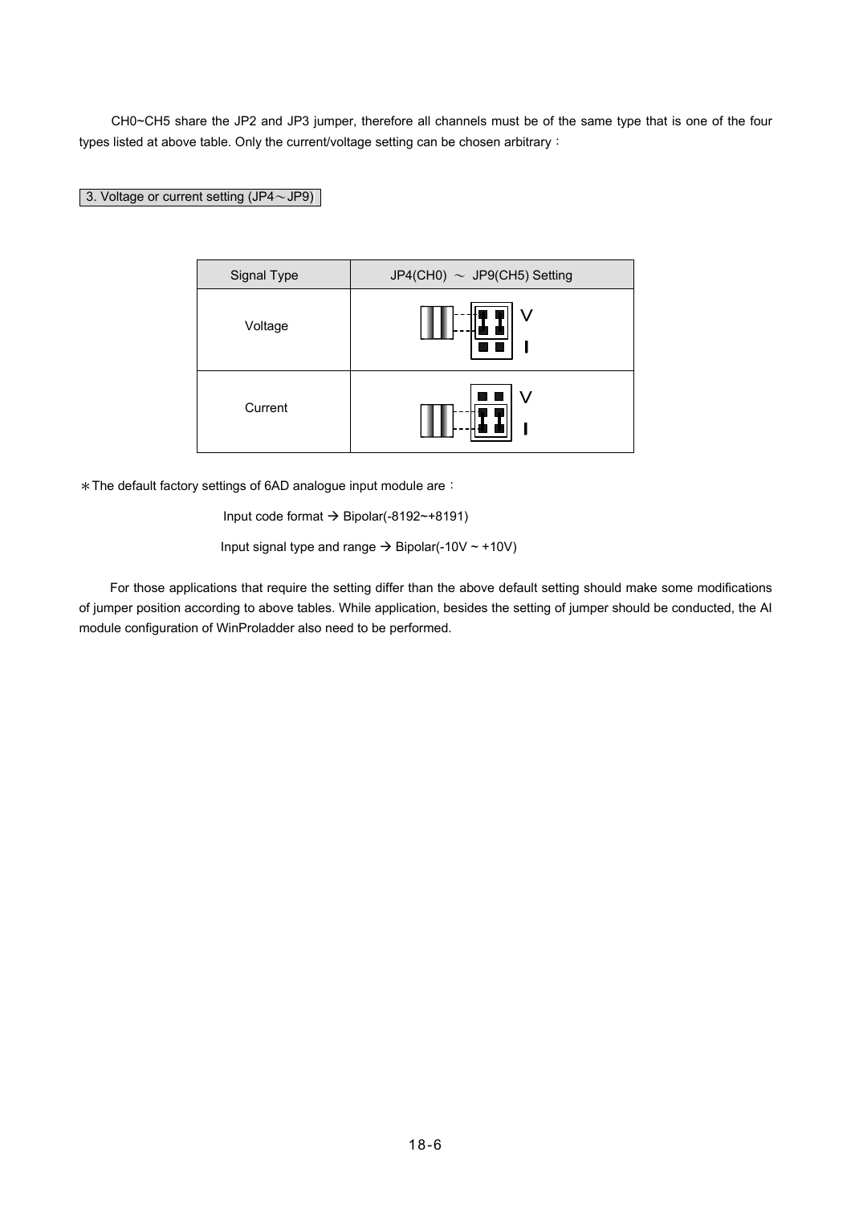CH0~CH5 share the JP2 and JP3 jumper, therefore all channels must be of the same type that is one of the four types listed at above table. Only the current/voltage setting can be chosen arbitrary：

3. Voltage or current setting (JP4～JP9)

| Signal Type | JP4(CH0) ～ JP9(CH5) Setting |
|---|---|
| Voltage | V / I |
| Current | V / I |

＊The default factory settings of 6AD analogue input module are：

Input code format → Bipolar(-8192~+8191)

Input signal type and range → Bipolar(-10V ~ +10V)

For those applications that require the setting differ than the above default setting should make some modifications of jumper position according to above tables. While application, besides the setting of jumper should be conducted, the AI module configuration of WinProladder also need to be performed.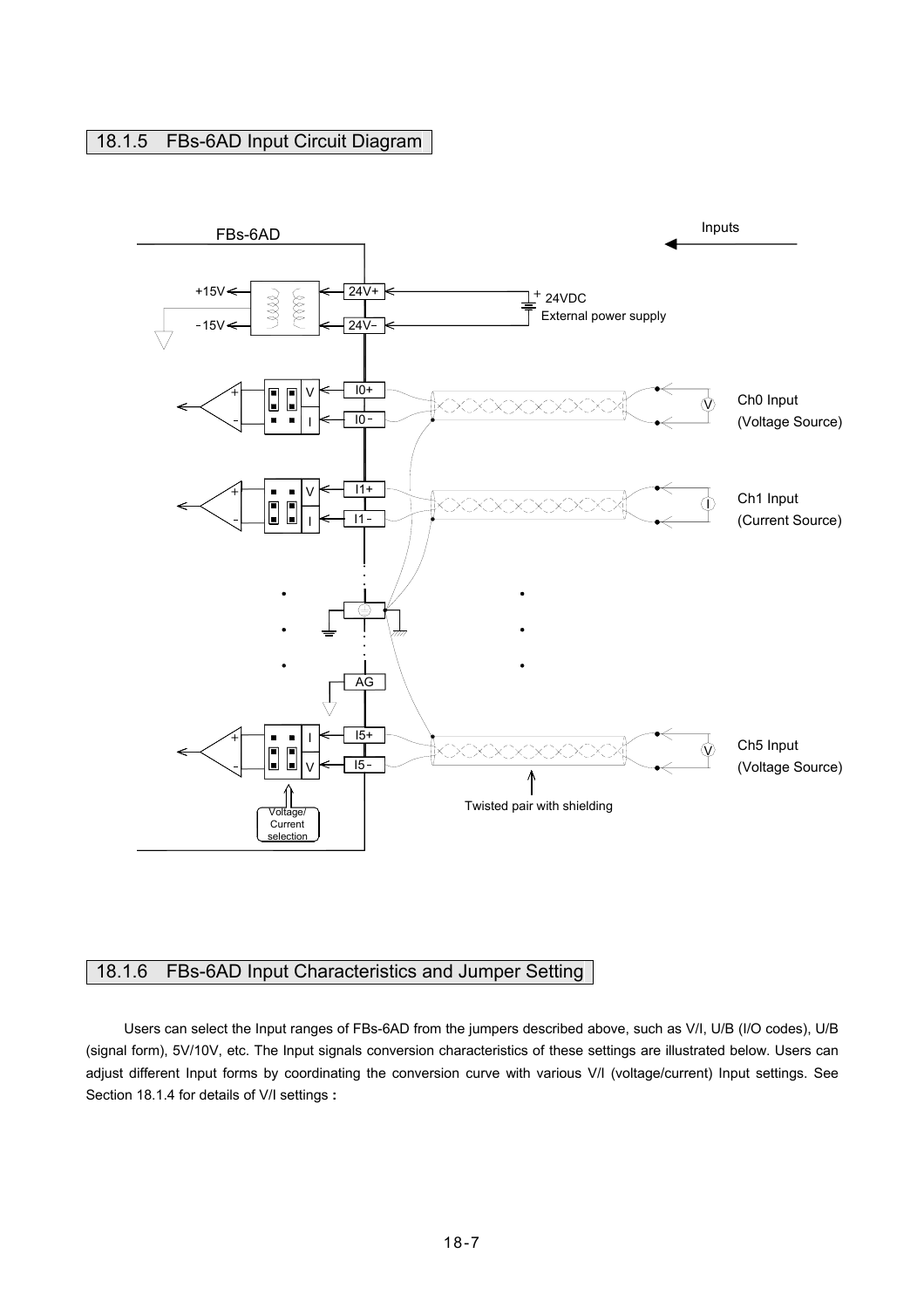## 18.1.5 FBs-6AD Input Circuit Diagram

FBs-6AD

Inputs

+15V

-15V

24V+

24V-

24VDC
External power supply

V
I
I0+
I0-
Ch0 Input
(Voltage Source)

V
I
I1+
I1-
Ch1 Input
(Current Source)

AG

I
V
I5+
I5-
Ch5 Input
(Voltage Source)

Voltage/
Current
selection

Twisted pair with shielding

## 18.1.6 FBs-6AD Input Characteristics and Jumper Setting

Users can select the Input ranges of FBs-6AD from the jumpers described above, such as V/I, U/B (I/O codes), U/B (signal form), 5V/10V, etc. The Input signals conversion characteristics of these settings are illustrated below. Users can adjust different Input forms by coordinating the conversion curve with various V/I (voltage/current) Input settings. See Section 18.1.4 for details of V/I settings **:**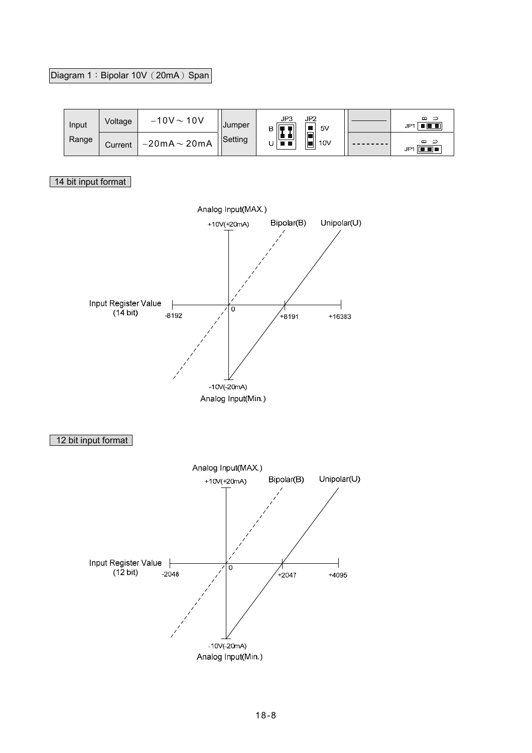Diagram 1：Bipolar 10V（20mA）Span

| Input Range | Voltage | −10V～10V | Jumper Setting | JP3 B/U, JP2 5V/10V | ———— | JP1 B U |
|---|---|---|---|---|---|---|
| | Current | −20mA～20mA | | | -------- | JP1 B U |

14 bit input format

Analog Input(MAX.)

+10V(+20mA)

Bipolar(B) Unipolar(U)

Input Register Value (14 bit)

-8192 0 +8191 +16383

-10V(-20mA)

Analog Input(Min.)

12 bit input format

Analog Input(MAX.)

+10V(+20mA)

Bipolar(B) Unipolar(U)

Input Register Value (12 bit)

-2048 0 +2047 +4095

-10V(-20mA)

Analog Input(Min.)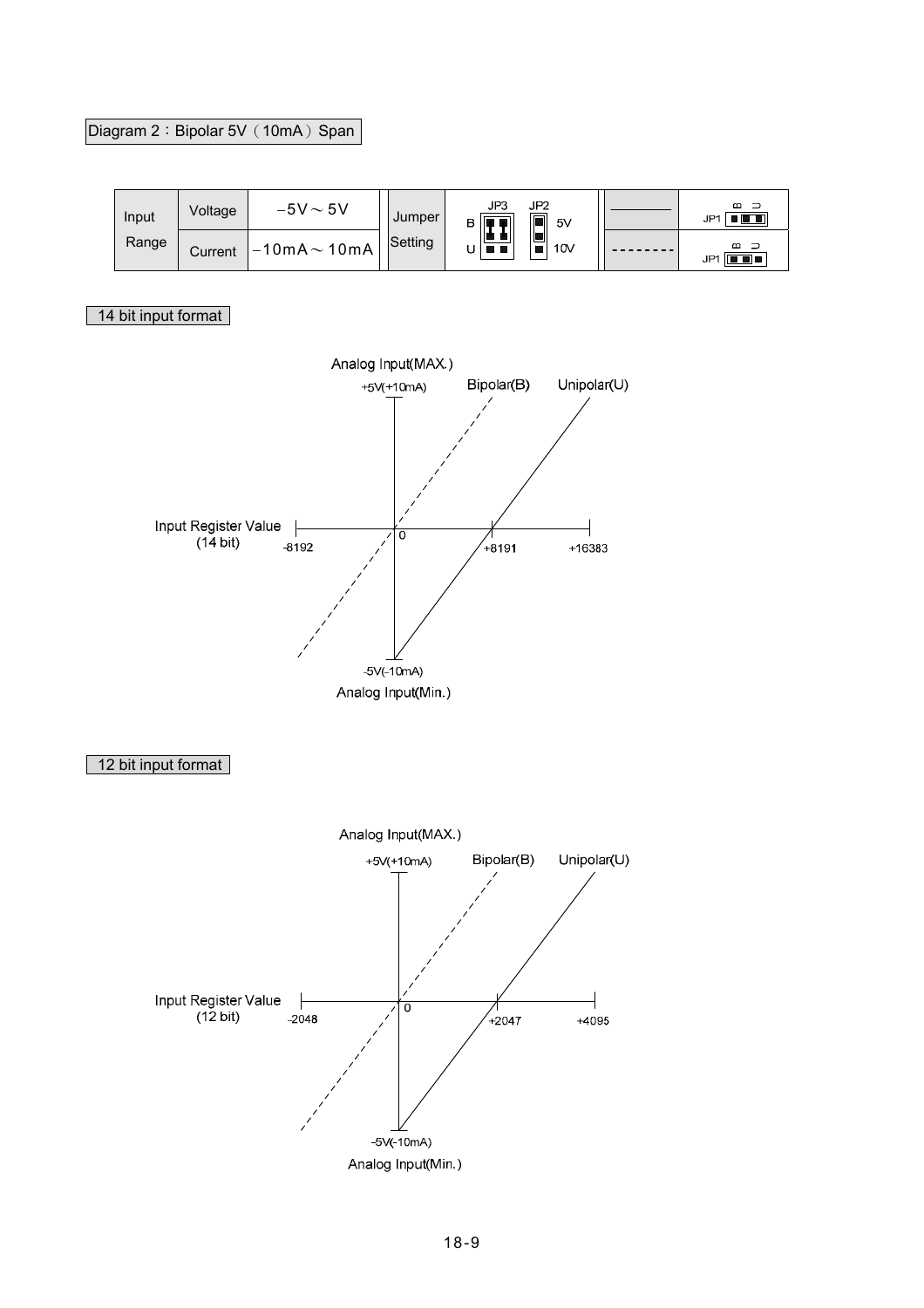Diagram 2：Bipolar 5V（10mA）Span

| Input Range | Voltage | −5V ～ 5V | Jumper Setting | JP3 B / U, JP2 5V / 10V | ———— | JP1 B U |
|---|---|---|---|---|---|---|
| | Current | −10mA ～ 10mA | | | -------- | JP1 B U |

14 bit input format

Analog Input(MAX.)

+5V(+10mA)

Bipolar(B)

Unipolar(U)

Input Register Value (14 bit)

-8192

0

+8191

+16383

-5V(-10mA)

Analog Input(Min.)

12 bit input format

Analog Input(MAX.)

+5V(+10mA)

Bipolar(B)

Unipolar(U)

Input Register Value (12 bit)

-2048

0

+2047

+4095

-5V(-10mA)

Analog Input(Min.)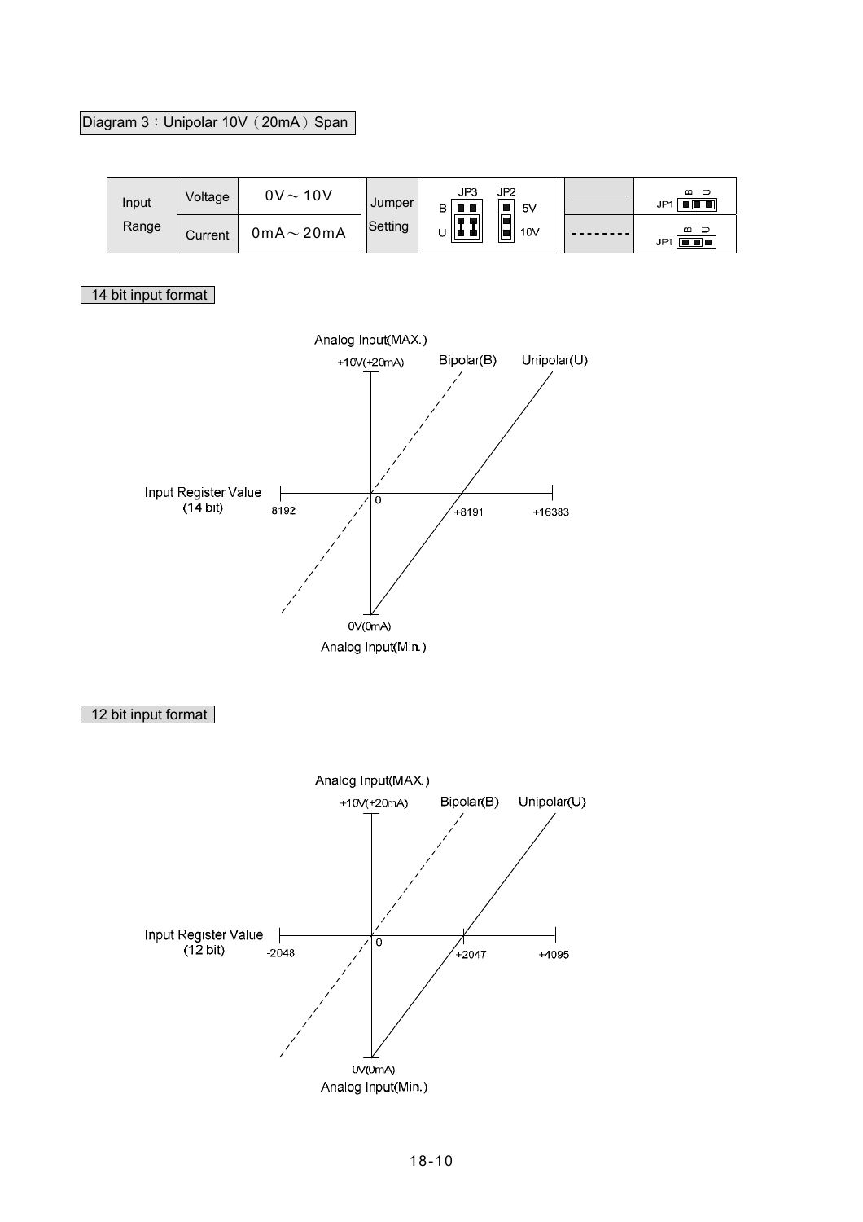Diagram 3：Unipolar 10V（20mA）Span

| Input Range | Voltage | 0V～10V | Jumper Setting | JP3: B / U; JP2: 5V / 10V | ———— | JP1 B U |
|---|---|---|---|---|---|---|
| | Current | 0mA～20mA | | | -------- | JP1 B U |

14 bit input format

Analog Input(MAX.)
+10V(+20mA)
Bipolar(B)
Unipolar(U)
Input Register Value (14 bit)
-8192
0
+8191
+16383
0V(0mA)
Analog Input(Min.)

12 bit input format

Analog Input(MAX.)
+10V(+20mA)
Bipolar(B)
Unipolar(U)
Input Register Value (12 bit)
-2048
0
+2047
+4095
0V(0mA)
Analog Input(Min.)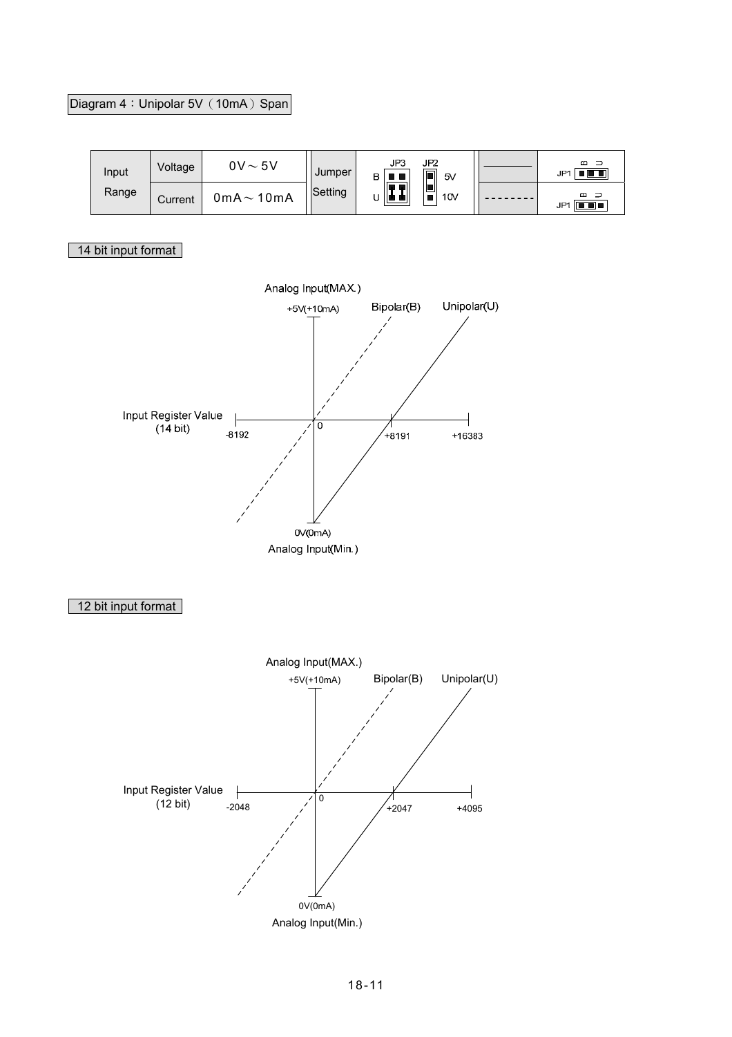Diagram 4：Unipolar 5V（10mA）Span

| Input Range | Voltage | 0V～5V | Jumper Setting | JP3 B/U, JP2 5V/10V | ———— | JP1 B U |
|---|---|---|---|---|---|---|
| | Current | 0mA～10mA | | | -------- | JP1 B U |

14 bit input format

Analog Input(MAX.)
+5V(+10mA)
Bipolar(B) Unipolar(U)
Input Register Value (14 bit)
-8192 0 +8191 +16383
0V(0mA)
Analog Input(Min.)

12 bit input format

Analog Input(MAX.)
+5V(+10mA)
Bipolar(B) Unipolar(U)
Input Register Value (12 bit)
-2048 0 +2047 +4095
0V(0mA)
Analog Input(Min.)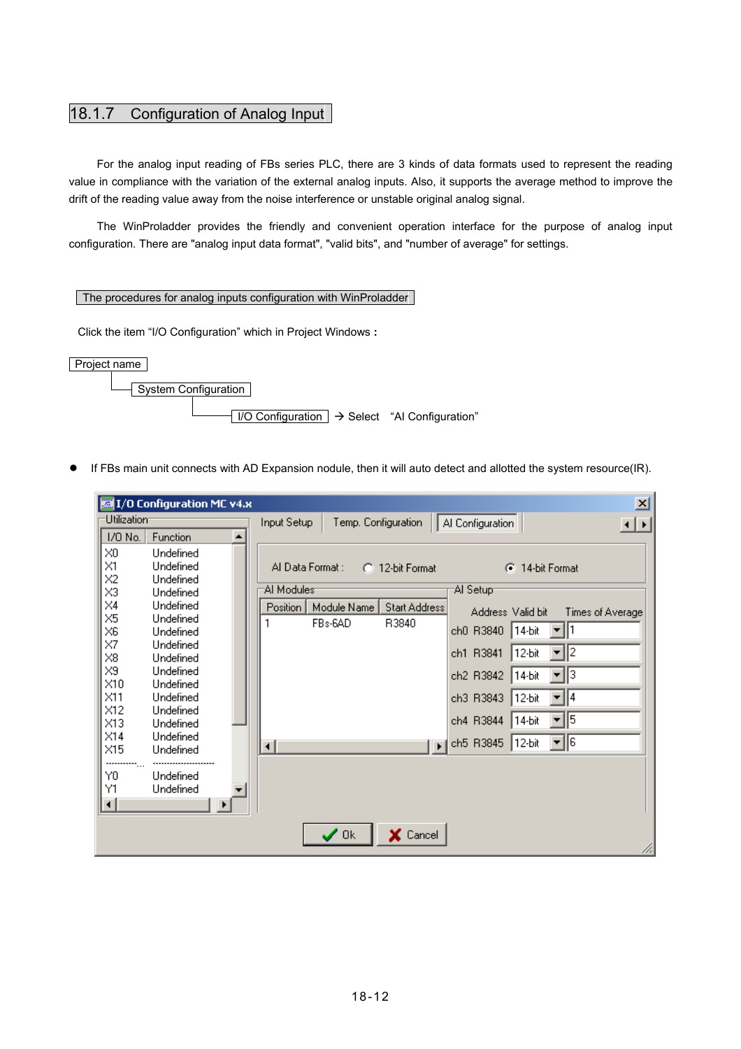## 18.1.7 Configuration of Analog Input

For the analog input reading of FBs series PLC, there are 3 kinds of data formats used to represent the reading value in compliance with the variation of the external analog inputs. Also, it supports the average method to improve the drift of the reading value away from the noise interference or unstable original analog signal.

The WinProladder provides the friendly and convenient operation interface for the purpose of analog input configuration. There are "analog input data format", "valid bits", and "number of average" for settings.

**The procedures for analog inputs configuration with WinProladder**

Click the item “I/O Configuration” which in Project Windows **:**

Project name
└ System Configuration
  └ I/O Configuration → Select “AI Configuration”

- If FBs main unit connects with AD Expansion nodule, then it will auto detect and allotted the system resource(IR).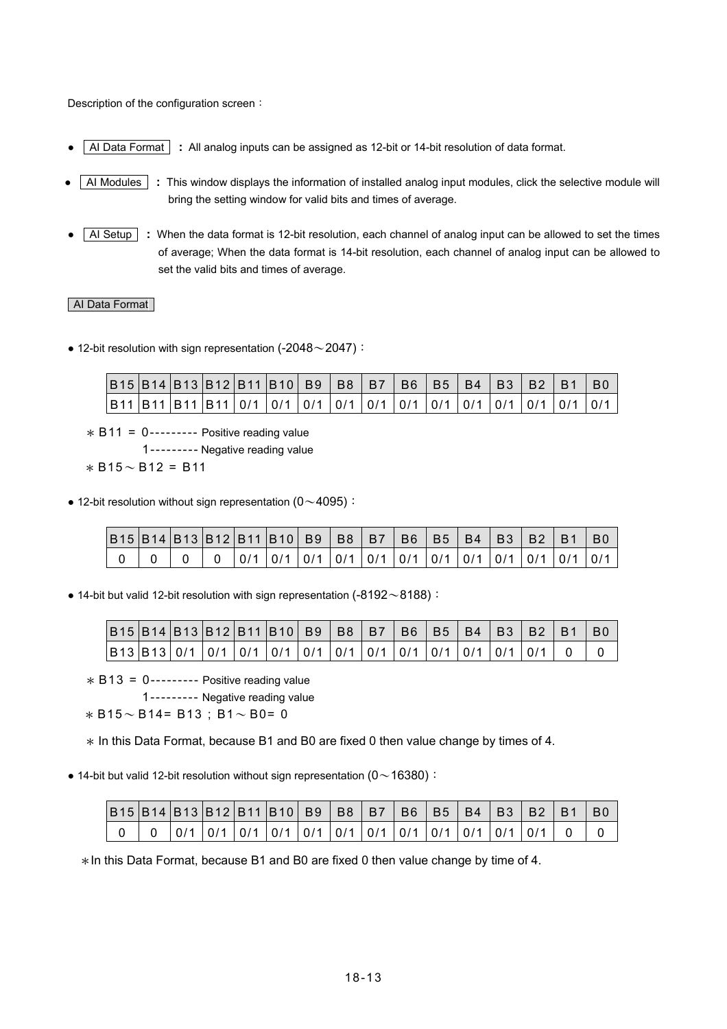Description of the configuration screen：

- AI Data Format **：** All analog inputs can be assigned as 12-bit or 14-bit resolution of data format.
- AI Modules **：** This window displays the information of installed analog input modules, click the selective module will bring the setting window for valid bits and times of average.
- AI Setup **：** When the data format is 12-bit resolution, each channel of analog input can be allowed to set the times of average; When the data format is 14-bit resolution, each channel of analog input can be allowed to set the valid bits and times of average.

AI Data Format

● 12-bit resolution with sign representation (-2048～2047)：

| B15 | B14 | B13 | B12 | B11 | B10 | B9 | B8 | B7 | B6 | B5 | B4 | B3 | B2 | B1 | B0 |
|---|---|---|---|---|---|---|---|---|---|---|---|---|---|---|---|
| B11 | B11 | B11 | B11 | 0/1 | 0/1 | 0/1 | 0/1 | 0/1 | 0/1 | 0/1 | 0/1 | 0/1 | 0/1 | 0/1 | 0/1 |

∗ B11 = 0--------- Positive reading value
1--------- Negative reading value

∗ B15～B12 = B11

● 12-bit resolution without sign representation (0～4095)：

| B15 | B14 | B13 | B12 | B11 | B10 | B9 | B8 | B7 | B6 | B5 | B4 | B3 | B2 | B1 | B0 |
|---|---|---|---|---|---|---|---|---|---|---|---|---|---|---|---|
| 0 | 0 | 0 | 0 | 0/1 | 0/1 | 0/1 | 0/1 | 0/1 | 0/1 | 0/1 | 0/1 | 0/1 | 0/1 | 0/1 | 0/1 |

● 14-bit but valid 12-bit resolution with sign representation (-8192～8188)：

| B15 | B14 | B13 | B12 | B11 | B10 | B9 | B8 | B7 | B6 | B5 | B4 | B3 | B2 | B1 | B0 |
|---|---|---|---|---|---|---|---|---|---|---|---|---|---|---|---|
| B13 | B13 | 0/1 | 0/1 | 0/1 | 0/1 | 0/1 | 0/1 | 0/1 | 0/1 | 0/1 | 0/1 | 0/1 | 0/1 | 0 | 0 |

∗ B13 = 0--------- Positive reading value
1--------- Negative reading value

∗ B15～B14= B13；B1～B0= 0

∗ In this Data Format, because B1 and B0 are fixed 0 then value change by times of 4.

● 14-bit but valid 12-bit resolution without sign representation (0～16380)：

| B15 | B14 | B13 | B12 | B11 | B10 | B9 | B8 | B7 | B6 | B5 | B4 | B3 | B2 | B1 | B0 |
|---|---|---|---|---|---|---|---|---|---|---|---|---|---|---|---|
| 0 | 0 | 0/1 | 0/1 | 0/1 | 0/1 | 0/1 | 0/1 | 0/1 | 0/1 | 0/1 | 0/1 | 0/1 | 0/1 | 0 | 0 |

∗In this Data Format, because B1 and B0 are fixed 0 then value change by time of 4.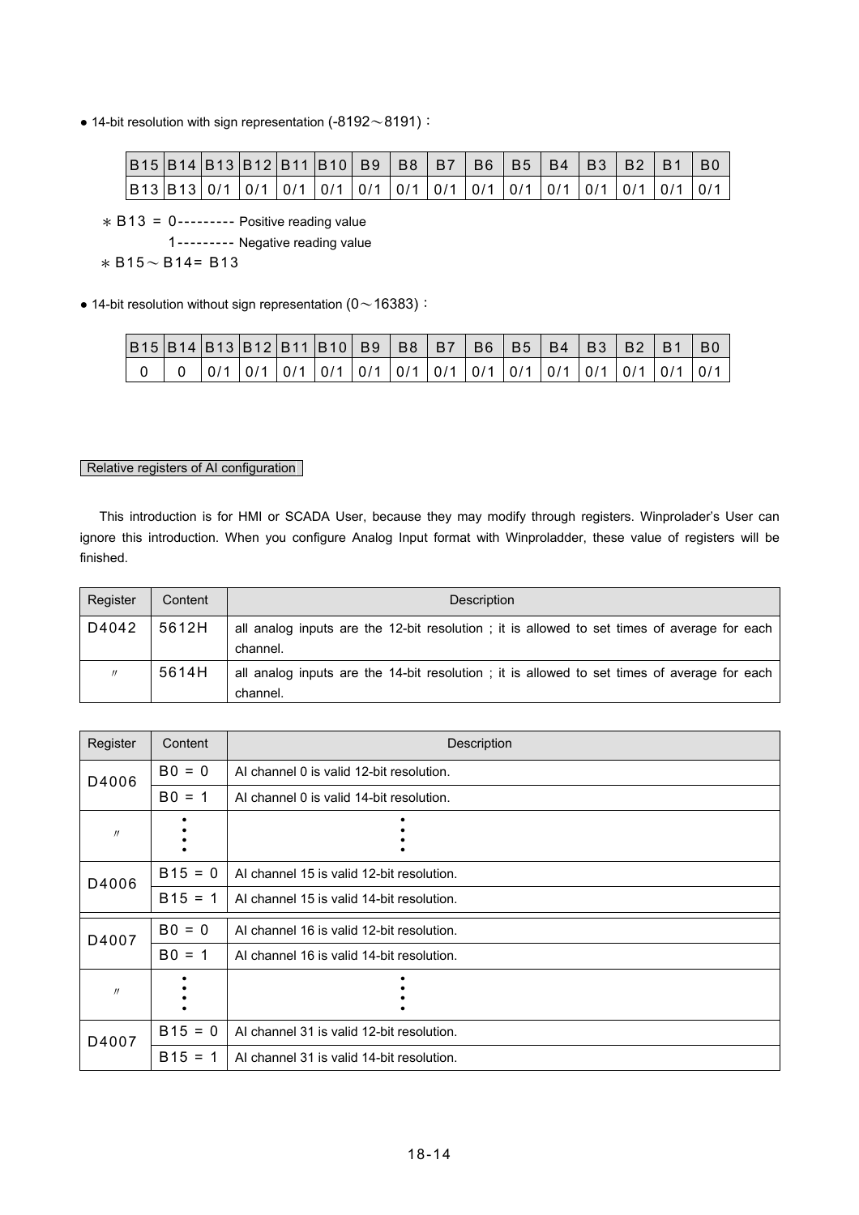● 14-bit resolution with sign representation (-8192～8191)：

| B15 | B14 | B13 | B12 | B11 | B10 | B9 | B8 | B7 | B6 | B5 | B4 | B3 | B2 | B1 | B0 |
|---|---|---|---|---|---|---|---|---|---|---|---|---|---|---|---|
| B13 | B13 | 0/1 | 0/1 | 0/1 | 0/1 | 0/1 | 0/1 | 0/1 | 0/1 | 0/1 | 0/1 | 0/1 | 0/1 | 0/1 | 0/1 |

∗ B13 = 0--------- Positive reading value
　　　　1--------- Negative reading value

∗ B15～B14= B13

● 14-bit resolution without sign representation (0～16383)：

| B15 | B14 | B13 | B12 | B11 | B10 | B9 | B8 | B7 | B6 | B5 | B4 | B3 | B2 | B1 | B0 |
|---|---|---|---|---|---|---|---|---|---|---|---|---|---|---|---|
| 0 | 0 | 0/1 | 0/1 | 0/1 | 0/1 | 0/1 | 0/1 | 0/1 | 0/1 | 0/1 | 0/1 | 0/1 | 0/1 | 0/1 | 0/1 |

Relative registers of AI configuration

This introduction is for HMI or SCADA User, because they may modify through registers. Winproladers's User can ignore this introduction. When you configure Analog Input format with Winproladder, these value of registers will be finished.

| Register | Content | Description |
|---|---|---|
| D4042 | 5612H | all analog inputs are the 12-bit resolution ; it is allowed to set times of average for each channel. |
| 〃 | 5614H | all analog inputs are the 14-bit resolution ; it is allowed to set times of average for each channel. |

| Register | Content | Description |
|---|---|---|
| D4006 | B0 = 0 | AI channel 0 is valid 12-bit resolution. |
| | B0 = 1 | AI channel 0 is valid 14-bit resolution. |
| 〃 | ⋮ | ⋮ |
| D4006 | B15 = 0 | AI channel 15 is valid 12-bit resolution. |
| | B15 = 1 | AI channel 15 is valid 14-bit resolution. |
| D4007 | B0 = 0 | AI channel 16 is valid 12-bit resolution. |
| | B0 = 1 | AI channel 16 is valid 14-bit resolution. |
| 〃 | ⋮ | ⋮ |
| D4007 | B15 = 0 | AI channel 31 is valid 12-bit resolution. |
| | B15 = 1 | AI channel 31 is valid 14-bit resolution. |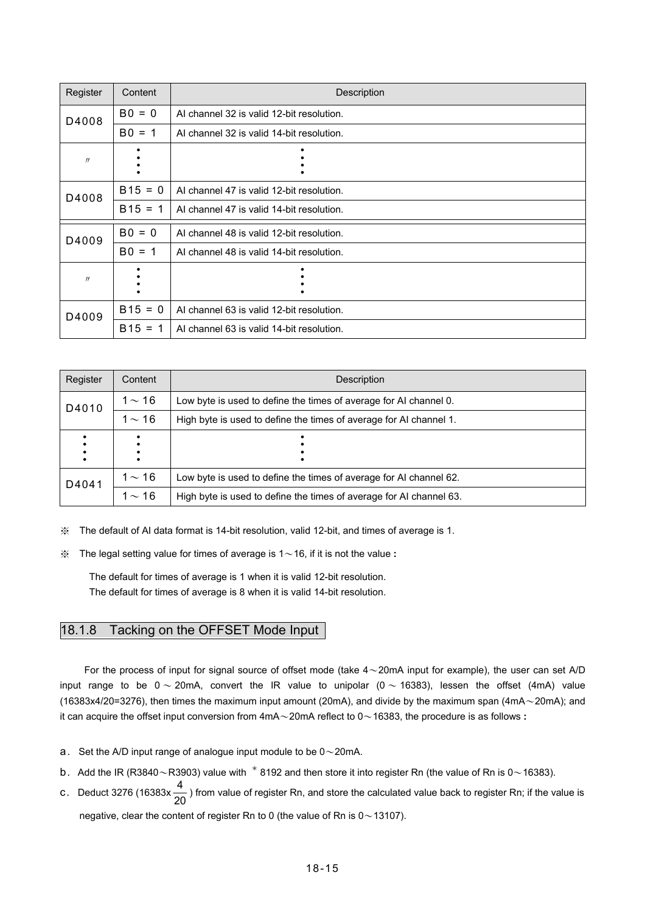| Register | Content | Description |
|---|---|---|
| D4008 | B0 = 0 | AI channel 32 is valid 12-bit resolution. |
| | B0 = 1 | AI channel 32 is valid 14-bit resolution. |
| 〃 | ⋮ | ⋮ |
| D4008 | B15 = 0 | AI channel 47 is valid 12-bit resolution. |
| | B15 = 1 | AI channel 47 is valid 14-bit resolution. |
| D4009 | B0 = 0 | AI channel 48 is valid 12-bit resolution. |
| | B0 = 1 | AI channel 48 is valid 14-bit resolution. |
| 〃 | ⋮ | ⋮ |
| D4009 | B15 = 0 | AI channel 63 is valid 12-bit resolution. |
| | B15 = 1 | AI channel 63 is valid 14-bit resolution. |

| Register | Content | Description |
|---|---|---|
| D4010 | 1～16 | Low byte is used to define the times of average for AI channel 0. |
| | 1～16 | High byte is used to define the times of average for AI channel 1. |
| ⋮ | ⋮ | ⋮ |
| D4041 | 1～16 | Low byte is used to define the times of average for AI channel 62. |
| | 1～16 | High byte is used to define the times of average for AI channel 63. |

※ The default of AI data format is 14-bit resolution, valid 12-bit, and times of average is 1.

※ The legal setting value for times of average is 1～16, if it is not the value :

The default for times of average is 1 when it is valid 12-bit resolution.
The default for times of average is 8 when it is valid 14-bit resolution.

### 18.1.8 Tacking on the OFFSET Mode Input

For the process of input for signal source of offset mode (take 4～20mA input for example), the user can set A/D input range to be 0～20mA, convert the IR value to unipolar (0～16383), lessen the offset (4mA) value (16383x4/20=3276), then times the maximum input amount (20mA), and divide by the maximum span (4mA～20mA); and it can acquire the offset input conversion from 4mA～20mA reflect to 0～16383, the procedure is as follows :

a. Set the A/D input range of analogue input module to be 0～20mA.

b. Add the IR (R3840～R3903) value with ＊8192 and then store it into register Rn (the value of Rn is 0～16383).

c. Deduct 3276 (16383x $\frac{4}{20}$ ) from value of register Rn, and store the calculated value back to register Rn; if the value is negative, clear the content of register Rn to 0 (the value of Rn is 0～13107).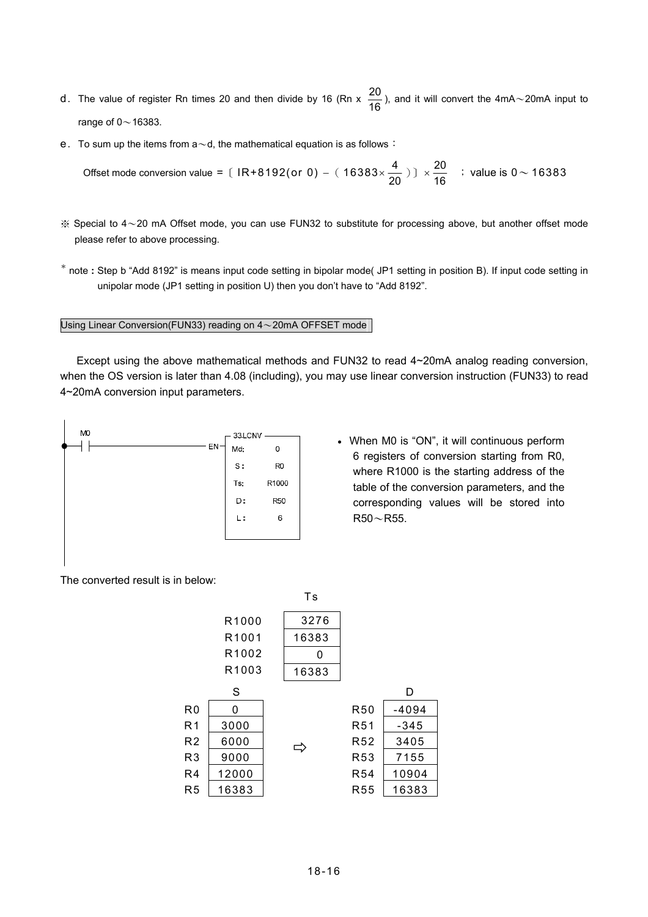d. The value of register Rn times 20 and then divide by 16 (Rn x $\frac{20}{16}$), and it will convert the 4mA～20mA input to range of 0～16383.

e. To sum up the items from a～d, the mathematical equation is as follows：

$$\text{Offset mode conversion value} = [\,IR+8192(\text{or } 0) - (16383\times\frac{4}{20})\,] \times \frac{20}{16} \quad ;\ \text{value is } 0 \sim 16383$$

※ Special to 4～20 mA Offset mode, you can use FUN32 to substitute for processing above, but another offset mode please refer to above processing.

* note : Step b "Add 8192" is means input code setting in bipolar mode( JP1 setting in position B). If input code setting in unipolar mode (JP1 setting in position U) then you don't have to "Add 8192".

Using Linear Conversion(FUN33) reading on 4～20mA OFFSET mode

Except using the above mathematical methods and FUN32 to read 4~20mA analog reading conversion, when the OS version is later than 4.08 (including), you may use linear conversion instruction (FUN33) to read 4~20mA conversion input parameters.

```
 M0
─┤├──────────── EN─┤ 33.LCNV
                    │ Md:   0
                    │ S:    R0
                    │ Ts:   R1000
                    │ D:    R50
                    │ L:    6
```

- When M0 is "ON", it will continuous perform 6 registers of conversion starting from R0, where R1000 is the starting address of the table of the conversion parameters, and the corresponding values will be stored into R50～R55.

The converted result is in below:

| | Ts |
|---|---|
| R1000 | 3276 |
| R1001 | 16383 |
| R1002 | 0 |
| R1003 | 16383 |

| | S | | | D |
|---|---|---|---|---|
| R0 | 0 | ⇨ | R50 | -4094 |
| R1 | 3000 | | R51 | -345 |
| R2 | 6000 | | R52 | 3405 |
| R3 | 9000 | | R53 | 7155 |
| R4 | 12000 | | R54 | 10904 |
| R5 | 16383 | | R55 | 16383 |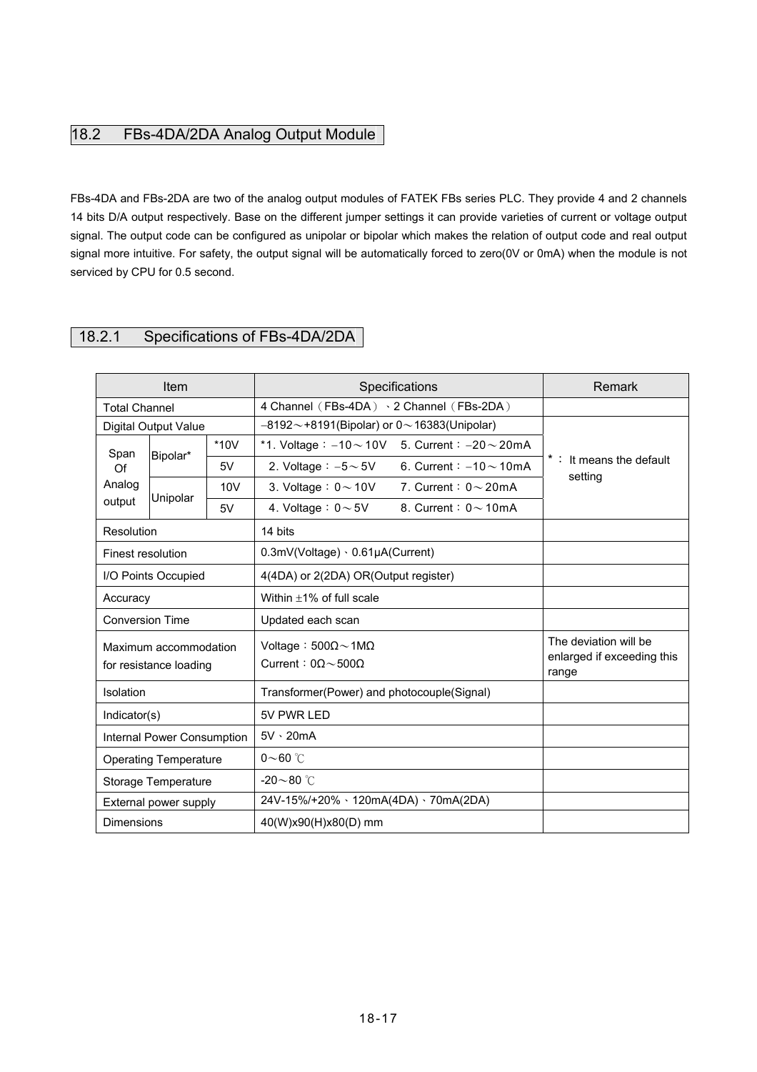## 18.2 FBs-4DA/2DA Analog Output Module

FBs-4DA and FBs-2DA are two of the analog output modules of FATEK FBs series PLC. They provide 4 and 2 channels 14 bits D/A output respectively. Base on the different jumper settings it can provide varieties of current or voltage output signal. The output code can be configured as unipolar or bipolar which makes the relation of output code and real output signal more intuitive. For safety, the output signal will be automatically forced to zero(0V or 0mA) when the module is not serviced by CPU for 0.5 second.

### 18.2.1 Specifications of FBs-4DA/2DA

| Item | | | Specifications | Remark |
|---|---|---|---|---|
| Total Channel | | | 4 Channel（FBs-4DA）、2 Channel（FBs-2DA） | |
| Digital Output Value | | | −8192～+8191(Bipolar) or 0～16383(Unipolar) | *： It means the default setting |
| Span Of Analog output | Bipolar* | *10V | *1. Voltage：−10～10V 5. Current：−20～20mA | |
| | | 5V | 2. Voltage：−5～5V 6. Current：−10～10mA | |
| | Unipolar | 10V | 3. Voltage：0～10V 7. Current：0～20mA | |
| | | 5V | 4. Voltage：0～5V 8. Current：0～10mA | |
| Resolution | | | 14 bits | |
| Finest resolution | | | 0.3mV(Voltage)、0.61μA(Current) | |
| I/O Points Occupied | | | 4(4DA) or 2(2DA) OR(Output register) | |
| Accuracy | | | Within ±1% of full scale | |
| Conversion Time | | | Updated each scan | |
| Maximum accommodation for resistance loading | | | Voltage：500Ω～1MΩ<br>Current：0Ω～500Ω | The deviation will be enlarged if exceeding this range |
| Isolation | | | Transformer(Power) and photocouple(Signal) | |
| Indicator(s) | | | 5V PWR LED | |
| Internal Power Consumption | | | 5V、20mA | |
| Operating Temperature | | | 0～60 ℃ | |
| Storage Temperature | | | -20～80 ℃ | |
| External power supply | | | 24V-15%/+20%、120mA(4DA)、70mA(2DA) | |
| Dimensions | | | 40(W)x90(H)x80(D) mm | |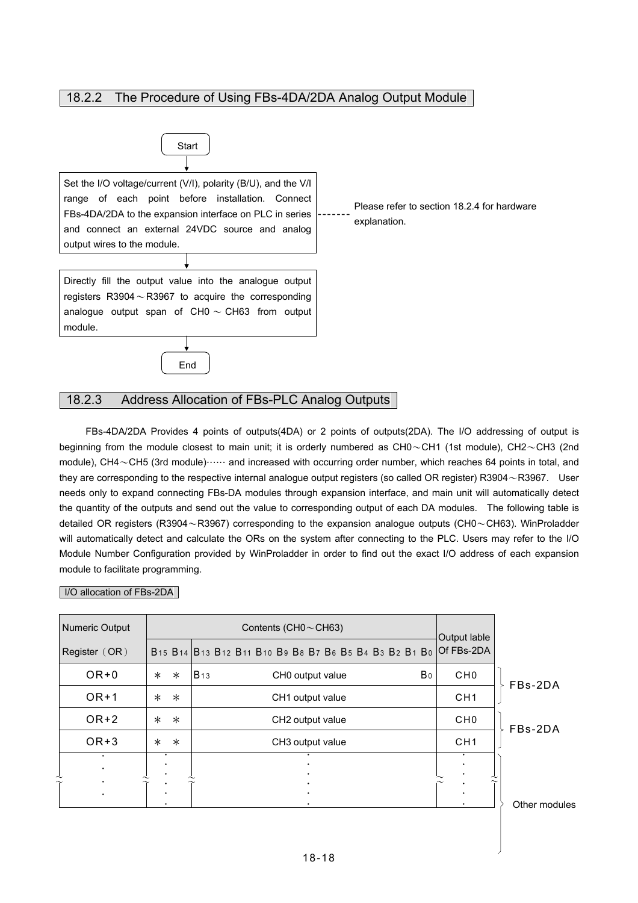## 18.2.2 The Procedure of Using FBs-4DA/2DA Analog Output Module

Start

↓

Set the I/O voltage/current (V/I), polarity (B/U), and the V/I range of each point before installation. Connect FBs-4DA/2DA to the expansion interface on PLC in series and connect an external 24VDC source and analog output wires to the module.

------- Please refer to section 18.2.4 for hardware explanation.

↓

Directly fill the output value into the analogue output registers R3904～R3967 to acquire the corresponding analogue output span of CH0～CH63 from output module.

↓

End

## 18.2.3 Address Allocation of FBs-PLC Analog Outputs

FBs-4DA/2DA Provides 4 points of outputs(4DA) or 2 points of outputs(2DA). The I/O addressing of output is beginning from the module closest to main unit; it is orderly numbered as CH0～CH1 (1st module), CH2～CH3 (2nd module), CH4～CH5 (3rd module)······ and increased with occurring order number, which reaches 64 points in total, and they are corresponding to the respective internal analogue output registers (so called OR register) R3904～R3967. User needs only to expand connecting FBs-DA modules through expansion interface, and main unit will automatically detect the quantity of the outputs and send out the value to corresponding output of each DA modules. The following table is detailed OR registers (R3904～R3967) corresponding to the expansion analogue outputs (CH0～CH63). WinProladder will automatically detect and calculate the ORs on the system after connecting to the PLC. Users may refer to the I/O Module Number Configuration provided by WinProladder in order to find out the exact I/O address of each expansion module to facilitate programming.

I/O allocation of FBs-2DA

| Numeric Output Register（OR） | Contents (CH0～CH63) | | Output lable Of FBs-2DA | |
|---|---|---|---|---|
| | $B_{15}$ $B_{14}$ | $B_{13}$ $B_{12}$ $B_{11}$ $B_{10}$ $B_9$ $B_8$ $B_7$ $B_6$ $B_5$ $B_4$ $B_3$ $B_2$ $B_1$ $B_0$ | | |
| OR+0 | ＊ ＊ | $B_{13}$ CH0 output value $B_0$ | CH0 | FBs-2DA |
| OR+1 | ＊ ＊ | CH1 output value | CH1 | |
| OR+2 | ＊ ＊ | CH2 output value | CH0 | FBs-2DA |
| OR+3 | ＊ ＊ | CH3 output value | CH1 | |
| ⋮ | ⋮ | ⋮ | ⋮ | Other modules |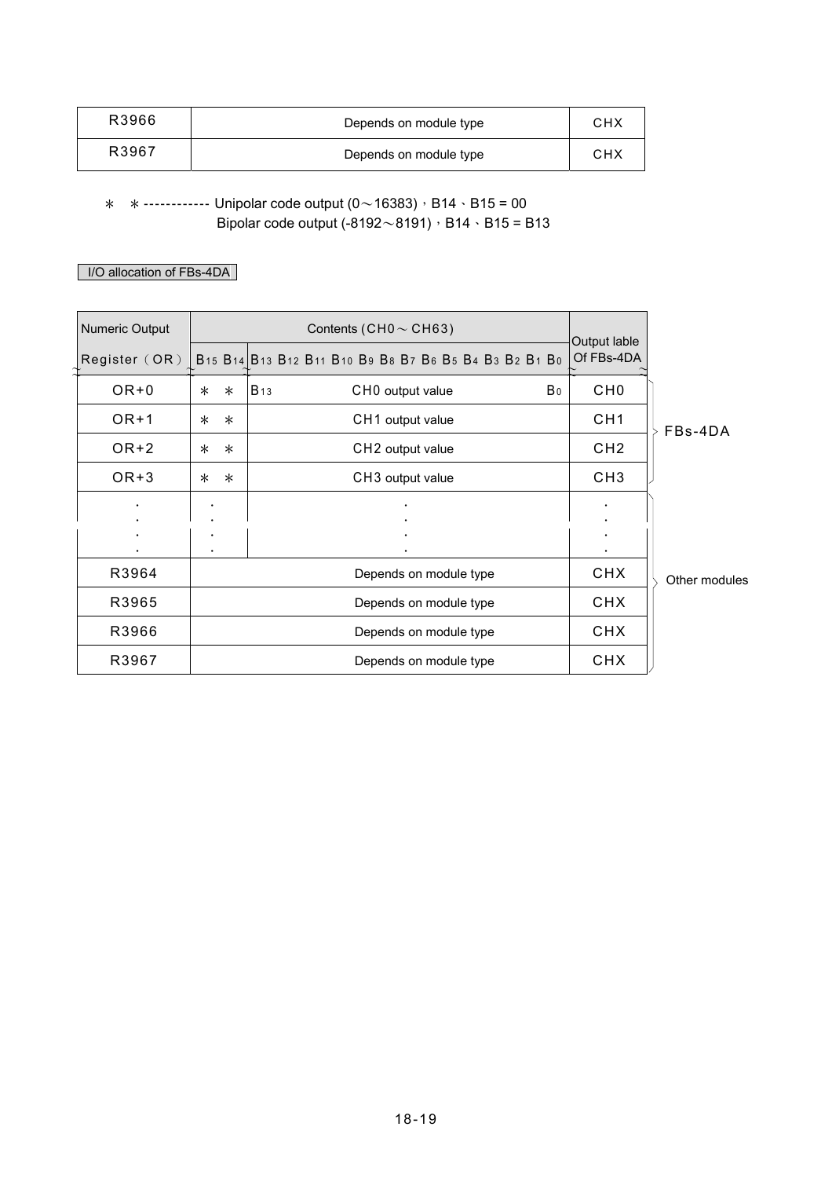| R3966 | Depends on module type | CHX |
|---|---|---|
| R3967 | Depends on module type | CHX |

＊　＊------------ Unipolar code output (0～16383)，B14、B15 = 00
Bipolar code output (-8192～8191)，B14、B15 = B13

I/O allocation of FBs-4DA

| Numeric Output Register（OR） | Contents (CH0～CH63) B15 B14 | B13 B12 B11 B10 B9 B8 B7 B6 B5 B4 B3 B2 B1 B0 | Output lable Of FBs-4DA | |
|---|---|---|---|---|
| OR+0 | ＊　＊ | B13　CH0 output value　B0 | CH0 | FBs-4DA |
| OR+1 | ＊　＊ | CH1 output value | CH1 | |
| OR+2 | ＊　＊ | CH2 output value | CH2 | |
| OR+3 | ＊　＊ | CH3 output value | CH3 | |
| ⋮ | ⋮ | ⋮ | ⋮ | Other modules |
| R3964 | Depends on module type | | CHX | |
| R3965 | Depends on module type | | CHX | |
| R3966 | Depends on module type | | CHX | |
| R3967 | Depends on module type | | CHX | |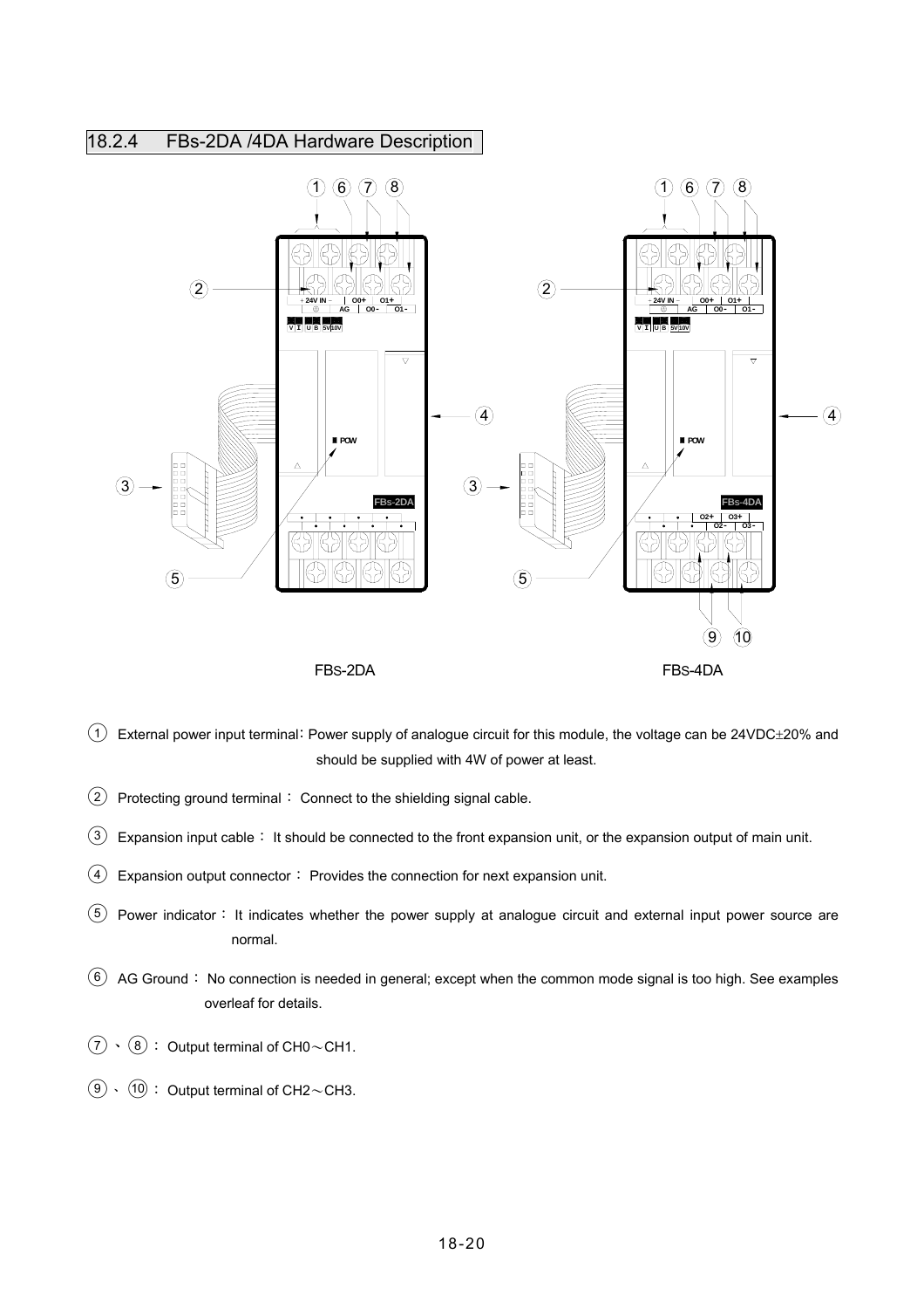## 18.2.4 FBs-2DA /4DA Hardware Description

FBS-2DA FBS-4DA

① External power input terminal: Power supply of analogue circuit for this module, the voltage can be 24VDC±20% and should be supplied with 4W of power at least.

② Protecting ground terminal： Connect to the shielding signal cable.

③ Expansion input cable： It should be connected to the front expansion unit, or the expansion output of main unit.

④ Expansion output connector： Provides the connection for next expansion unit.

⑤ Power indicator： It indicates whether the power supply at analogue circuit and external input power source are normal.

⑥ AG Ground： No connection is needed in general; except when the common mode signal is too high. See examples overleaf for details.

⑦、⑧： Output terminal of CH0～CH1.

⑨、⑩： Output terminal of CH2～CH3.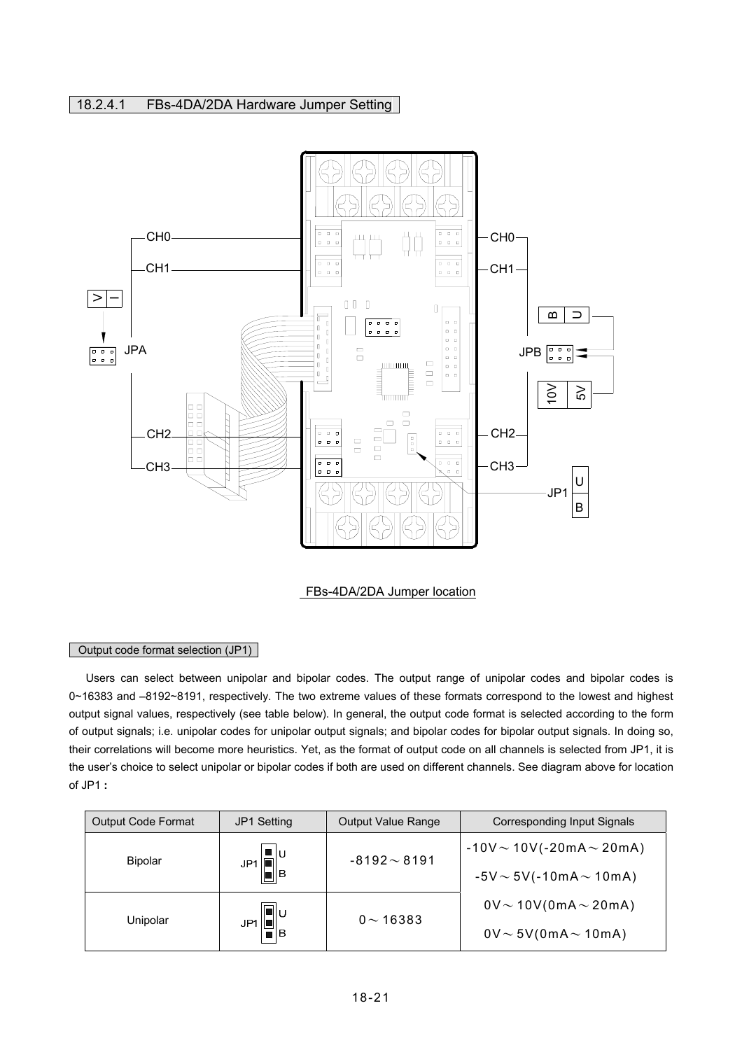### 18.2.4.1 FBs-4DA/2DA Hardware Jumper Setting

FBs-4DA/2DA Jumper location

#### Output code format selection (JP1)

Users can select between unipolar and bipolar codes. The output range of unipolar codes and bipolar codes is 0~16383 and –8192~8191, respectively. The two extreme values of these formats correspond to the lowest and highest output signal values, respectively (see table below). In general, the output code format is selected according to the form of output signals; i.e. unipolar codes for unipolar output signals; and bipolar codes for bipolar output signals. In doing so, their correlations will become more heuristics. Yet, as the format of output code on all channels is selected from JP1, it is the user's choice to select unipolar or bipolar codes if both are used on different channels. See diagram above for location of JP1 **:**

| Output Code Format | JP1 Setting | Output Value Range | Corresponding Input Signals |
|---|---|---|---|
| Bipolar | JP1 (U/B) | -8192～8191 | -10V～10V(-20mA～20mA)<br>-5V～5V(-10mA～10mA) |
| Unipolar | JP1 (U/B) | 0～16383 | 0V～10V(0mA～20mA)<br>0V～5V(0mA～10mA) |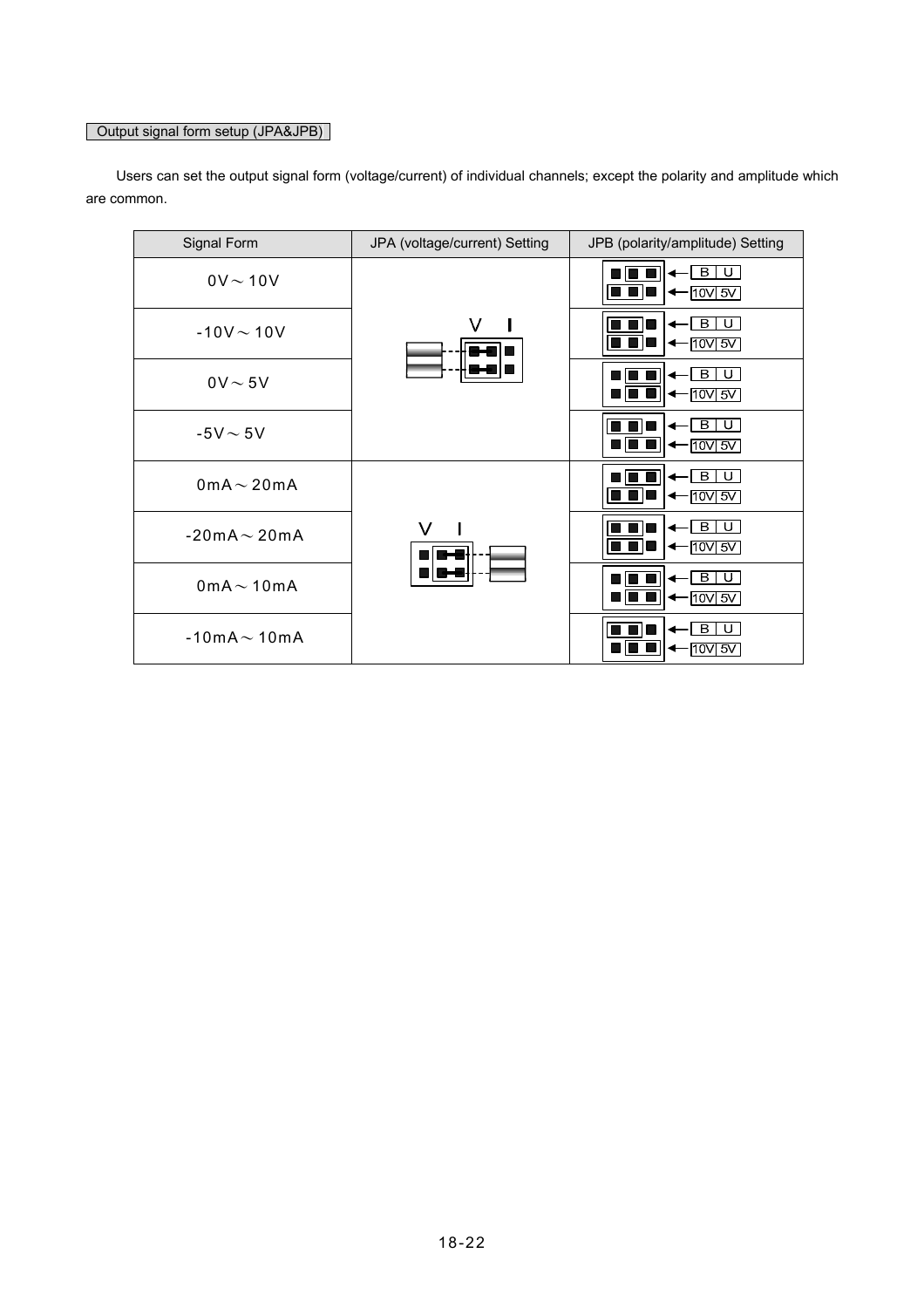Output signal form setup (JPA&JPB)

Users can set the output signal form (voltage/current) of individual channels; except the polarity and amplitude which are common.

| Signal Form | JPA (voltage/current) Setting | JPB (polarity/amplitude) Setting |
|---|---|---|
| 0V～10V | V I | B U / 10V 5V |
| -10V～10V | | B U / 10V 5V |
| 0V～5V | | B U / 10V 5V |
| -5V～5V | | B U / 10V 5V |
| 0mA～20mA | V I | B U / 10V 5V |
| -20mA～20mA | | B U / 10V 5V |
| 0mA～10mA | | B U / 10V 5V |
| -10mA～10mA | | B U / 10V 5V |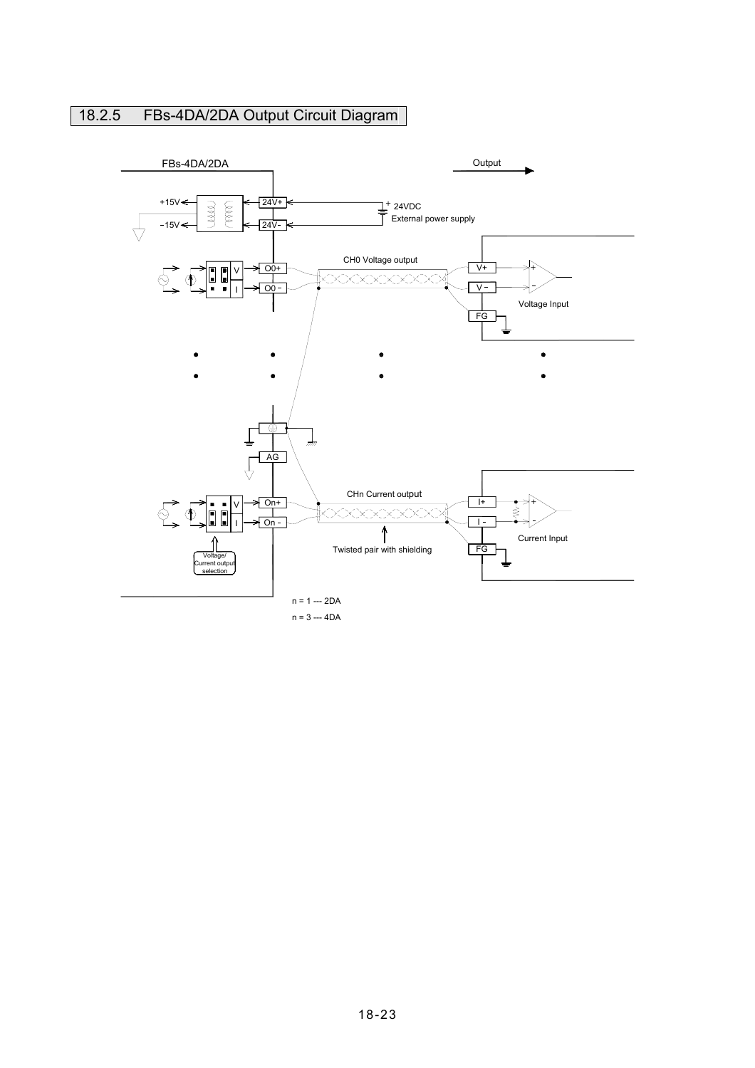## 18.2.5 FBs-4DA/2DA Output Circuit Diagram

FBs-4DA/2DA

Output

+15V

−15V

24V+

24V-

24VDC
External power supply

V
I

O0+
O0 -

CH0 Voltage output

V+
V -
FG

Voltage Input

AG

On+
On -

CHn Current output

I+
I -
FG

Current Input

Voltage/ Current output selection

Twisted pair with shielding

n = 1 --- 2DA

n = 3 --- 4DA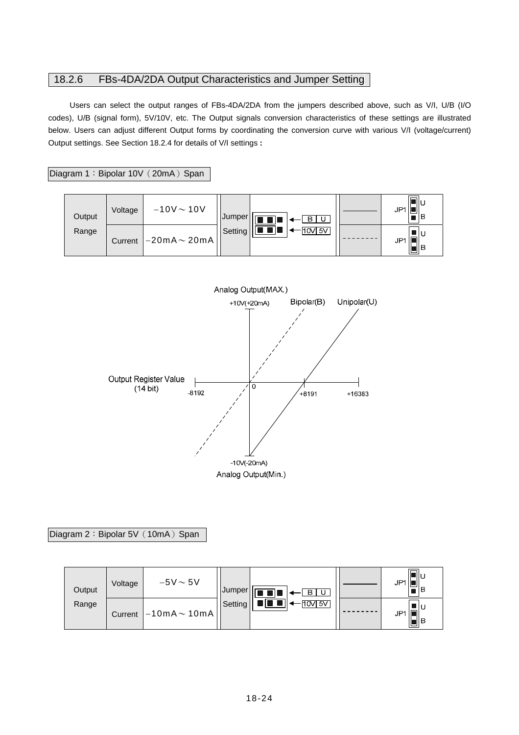## 18.2.6 FBs-4DA/2DA Output Characteristics and Jumper Setting

Users can select the output ranges of FBs-4DA/2DA from the jumpers described above, such as V/I, U/B (I/O codes), U/B (signal form), 5V/10V, etc. The Output signals conversion characteristics of these settings are illustrated below. Users can adjust different Output forms by coordinating the conversion curve with various V/I (voltage/current) Output settings. See Section 18.2.4 for details of V/I settings **:**

Diagram 1：Bipolar 10V（20mA）Span

| Output Range | | Jumper Setting | | | |
|---|---|---|---|---|---|
| Voltage | −10V～10V | | B U / 10V 5V | ———— | JP1 U B |
| Current | −20mA～20mA | | | - - - - - - - - | JP1 U B |

Analog Output(MAX.)

+10V(+20mA)

Bipolar(B) Unipolar(U)

Output Register Value (14 bit)

-8192 0 +8191 +16383

-10V(-20mA)

Analog Output(Min.)

Diagram 2：Bipolar 5V（10mA）Span

| Output Range | | Jumper Setting | | | |
|---|---|---|---|---|---|
| Voltage | −5V～5V | | B U / 10V 5V | ———— | JP1 U B |
| Current | −10mA～10mA | | | - - - - - - - - | JP1 U B |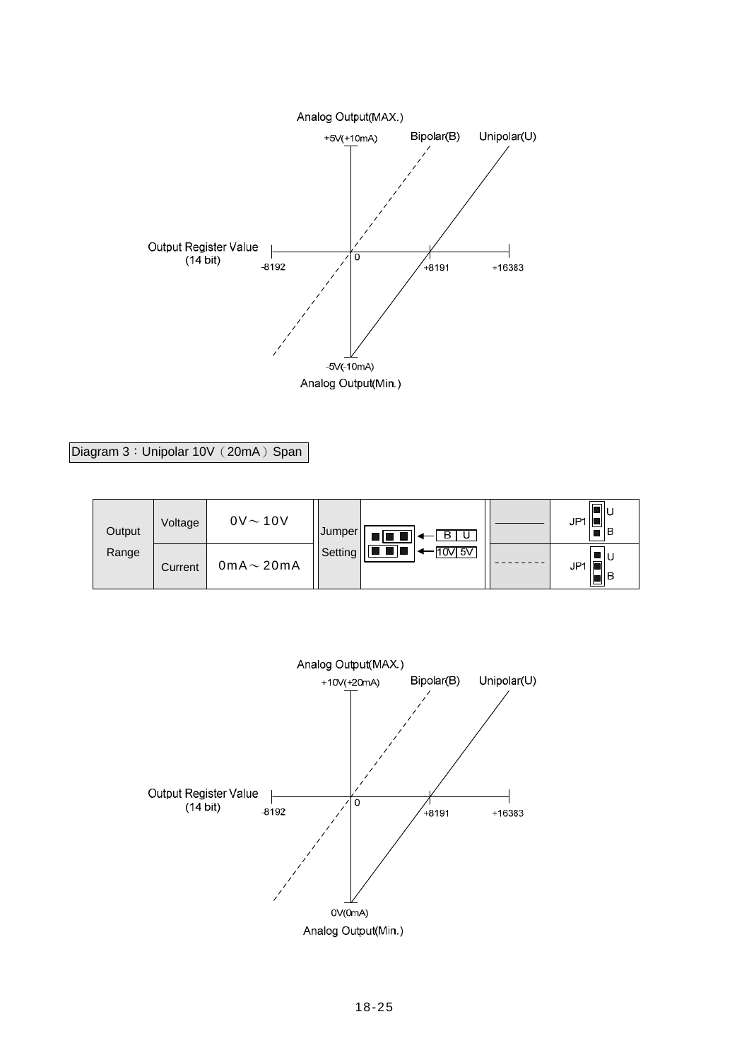Analog Output(MAX.)

+5V(+10mA) Bipolar(B) Unipolar(U)

Output Register Value (14 bit)

-8192 0 +8191 +16383

-5V(-10mA)

Analog Output(Min.)

Diagram 3：Unipolar 10V（20mA）Span

| Output Range | Voltage | 0V～10V | Jumper Setting | B U / 10V 5V | ———— | JP1 U B |
|---|---|---|---|---|---|---|
| | Current | 0mA～20mA | | | - - - - - - - - | JP1 U B |

Analog Output(MAX.)

+10V(+20mA) Bipolar(B) Unipolar(U)

Output Register Value (14 bit)

-8192 0 +8191 +16383

0V(0mA)

Analog Output(Min.)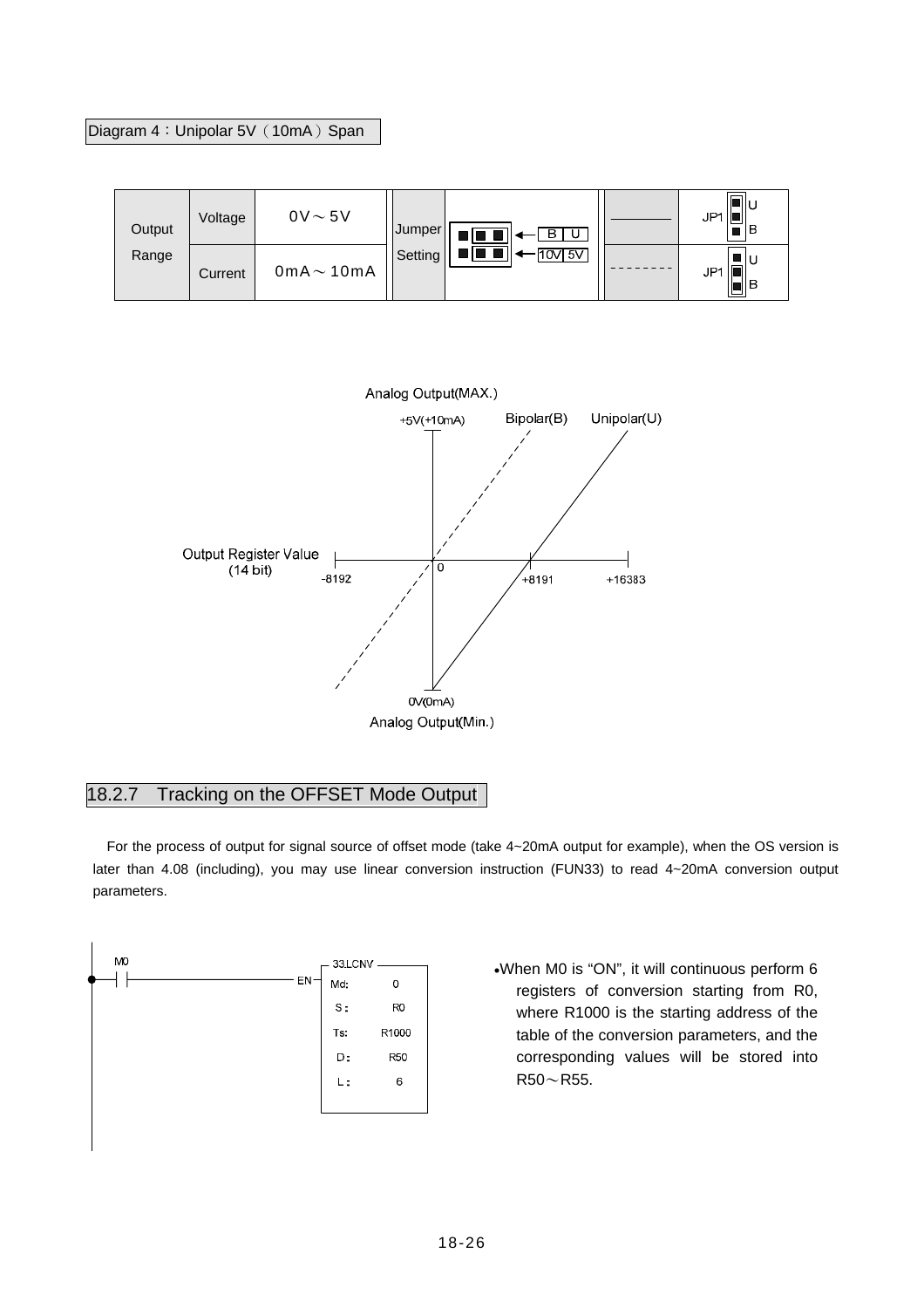Diagram 4：Unipolar 5V（10mA）Span

| Output Range | Voltage | 0V～5V | Jumper Setting | B U / 10V 5V | ———— | JP1 U B |
|---|---|---|---|---|---|---|
| | Current | 0mA～10mA | | | - - - - - - - - | JP1 U B |

Analog Output(MAX.)

+5V(+10mA) Bipolar(B) Unipolar(U)

Output Register Value (14 bit) -8192 0 +8191 +16383

0V(0mA)

Analog Output(Min.)

## 18.2.7 Tracking on the OFFSET Mode Output

For the process of output for signal source of offset mode (take 4~20mA output for example), when the OS version is later than 4.08 (including), you may use linear conversion instruction (FUN33) to read 4~20mA conversion output parameters.

```
M0
─┤ ├──────────── EN ┤ 33.LCNV
                      Md:  0
                      S:   R0
                      Ts:  R1000
                      D:   R50
                      L:   6
```

- When M0 is “ON”, it will continuous perform 6 registers of conversion starting from R0, where R1000 is the starting address of the table of the conversion parameters, and the corresponding values will be stored into R50～R55.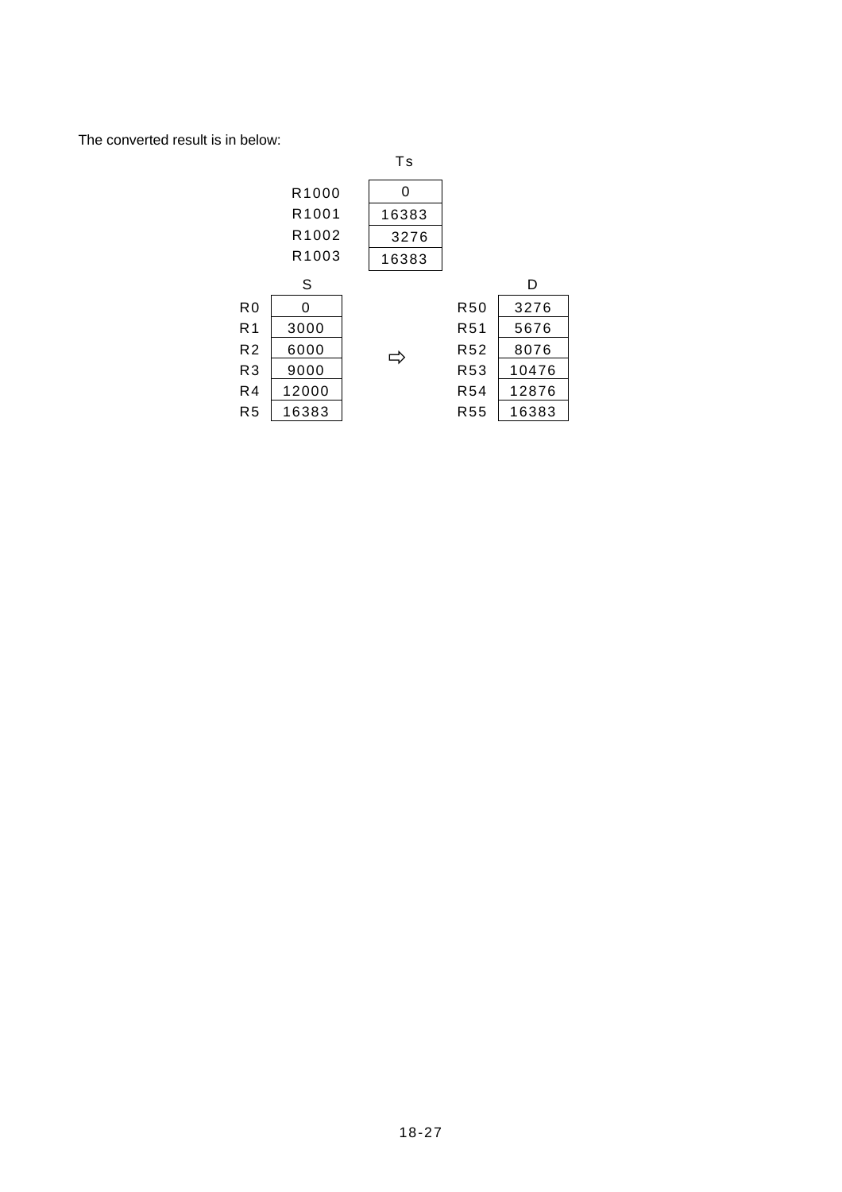The converted result is in below:

| | Ts |
|---|---|
| R1000 | 0 |
| R1001 | 16383 |
| R1002 | 3276 |
| R1003 | 16383 |

| | S | | | D |
|---|---|---|---|---|
| R0 | 0 | | R50 | 3276 |
| R1 | 3000 | | R51 | 5676 |
| R2 | 6000 | ⇨ | R52 | 8076 |
| R3 | 9000 | | R53 | 10476 |
| R4 | 12000 | | R54 | 12876 |
| R5 | 16383 | | R55 | 16383 |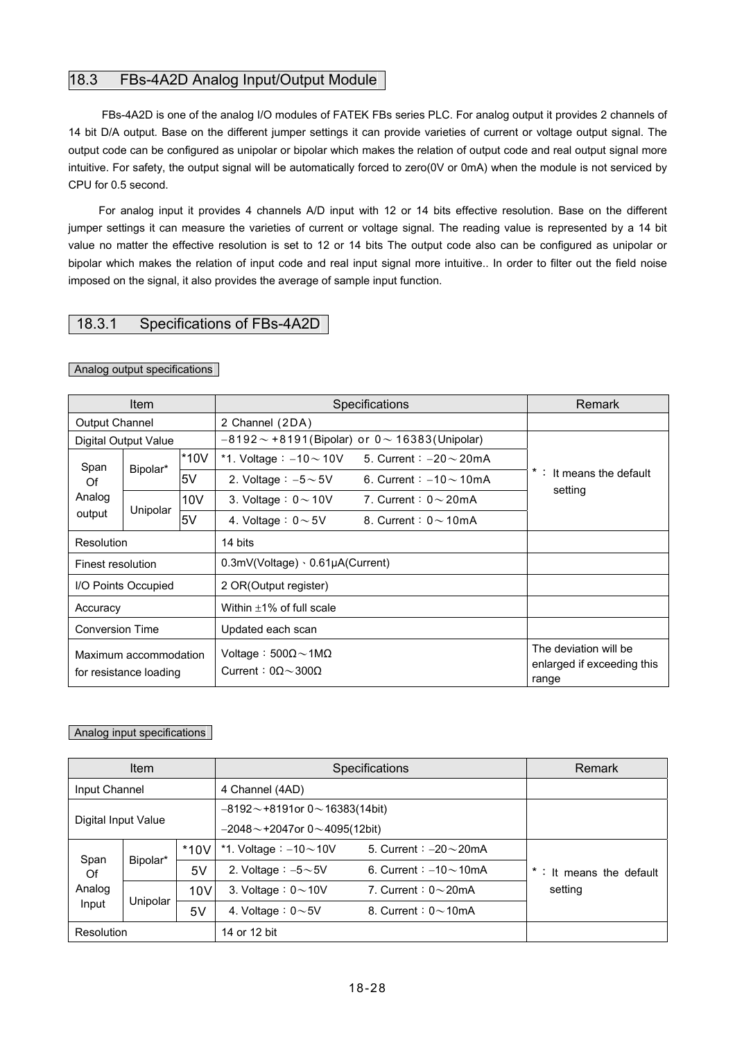## 18.3 FBs-4A2D Analog Input/Output Module

FBs-4A2D is one of the analog I/O modules of FATEK FBs series PLC. For analog output it provides 2 channels of 14 bit D/A output. Base on the different jumper settings it can provide varieties of current or voltage output signal. The output code can be configured as unipolar or bipolar which makes the relation of output code and real output signal more intuitive. For safety, the output signal will be automatically forced to zero(0V or 0mA) when the module is not serviced by CPU for 0.5 second.

For analog input it provides 4 channels A/D input with 12 or 14 bits effective resolution. Base on the different jumper settings it can measure the varieties of current or voltage signal. The reading value is represented by a 14 bit value no matter the effective resolution is set to 12 or 14 bits The output code also can be configured as unipolar or bipolar which makes the relation of input code and real input signal more intuitive.. In order to filter out the field noise imposed on the signal, it also provides the average of sample input function.

### 18.3.1 Specifications of FBs-4A2D

Analog output specifications

| Item | | | Specifications | Remark |
|---|---|---|---|---|
| Output Channel | | | 2 Channel (2DA) | |
| Digital Output Value | | | −8192～+8191(Bipolar) or 0～16383(Unipolar) | *：It means the default setting |
| Span Of Analog output | Bipolar* | *10V | *1. Voltage：−10～10V 5. Current：−20～20mA | |
| | | 5V | 2. Voltage：−5～5V 6. Current：−10～10mA | |
| | Unipolar | 10V | 3. Voltage：0～10V 7. Current：0～20mA | |
| | | 5V | 4. Voltage：0～5V 8. Current：0～10mA | |
| Resolution | | | 14 bits | |
| Finest resolution | | | 0.3mV(Voltage)、0.61μA(Current) | |
| I/O Points Occupied | | | 2 OR(Output register) | |
| Accuracy | | | Within ±1% of full scale | |
| Conversion Time | | | Updated each scan | |
| Maximum accommodation for resistance loading | | | Voltage：500Ω～1MΩ<br>Current：0Ω～300Ω | The deviation will be enlarged if exceeding this range |

Analog input specifications

| Item | | | Specifications | Remark |
|---|---|---|---|---|
| Input Channel | | | 4 Channel (4AD) | |
| Digital Input Value | | | −8192～+8191or 0～16383(14bit)<br>−2048～+2047or 0～4095(12bit) | |
| Span Of Analog Input | Bipolar* | *10V | *1. Voltage：−10～10V 5. Current：−20～20mA | *：It means the default setting |
| | | 5V | 2. Voltage：−5～5V 6. Current：−10～10mA | |
| | Unipolar | 10V | 3. Voltage：0～10V 7. Current：0～20mA | |
| | | 5V | 4. Voltage：0～5V 8. Current：0～10mA | |
| Resolution | | | 14 or 12 bit | |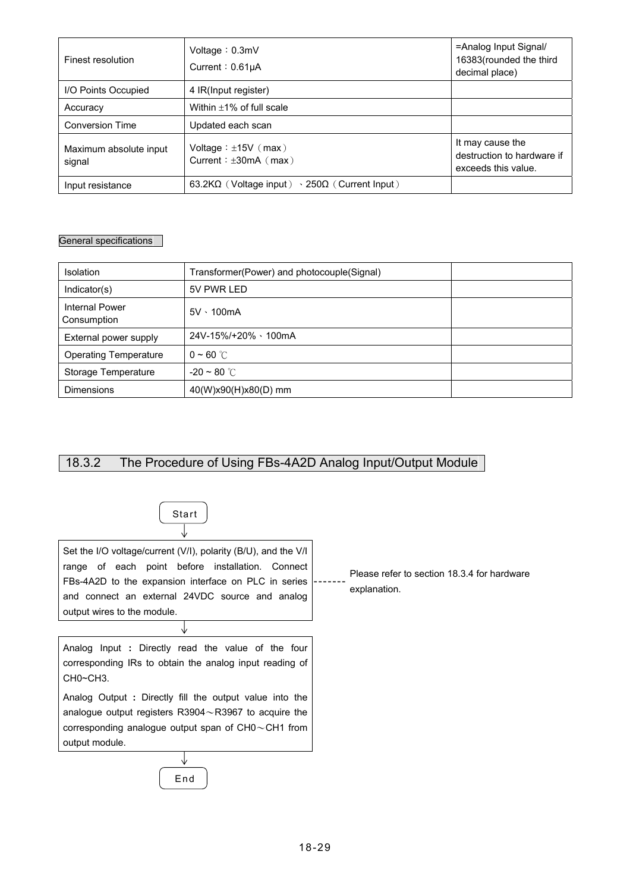| Finest resolution | Voltage：0.3mV<br>Current：0.61μA | =Analog Input Signal/ 16383(rounded the third decimal place) |
|---|---|---|
| I/O Points Occupied | 4 IR(Input register) | |
| Accuracy | Within ±1% of full scale | |
| Conversion Time | Updated each scan | |
| Maximum absolute input signal | Voltage：±15V（max）<br>Current：±30mA（max） | It may cause the destruction to hardware if exceeds this value. |
| Input resistance | 63.2KΩ（Voltage input）、250Ω（Current Input） | |

General specifications

| Isolation | Transformer(Power) and photocouple(Signal) | |
|---|---|---|
| Indicator(s) | 5V PWR LED | |
| Internal Power Consumption | 5V、100mA | |
| External power supply | 24V-15%/+20%、100mA | |
| Operating Temperature | 0 ~ 60 ℃ | |
| Storage Temperature | -20 ~ 80 ℃ | |
| Dimensions | 40(W)x90(H)x80(D) mm | |

## 18.3.2 The Procedure of Using FBs-4A2D Analog Input/Output Module

Start

↓

Set the I/O voltage/current (V/I), polarity (B/U), and the V/I range of each point before installation. Connect FBs-4A2D to the expansion interface on PLC in series and connect an external 24VDC source and analog output wires to the module.

------- Please refer to section 18.3.4 for hardware explanation.

↓

Analog Input **:** Directly read the value of the four corresponding IRs to obtain the analog input reading of CH0~CH3.

Analog Output **:** Directly fill the output value into the analogue output registers R3904～R3967 to acquire the corresponding analogue output span of CH0～CH1 from output module.

↓

End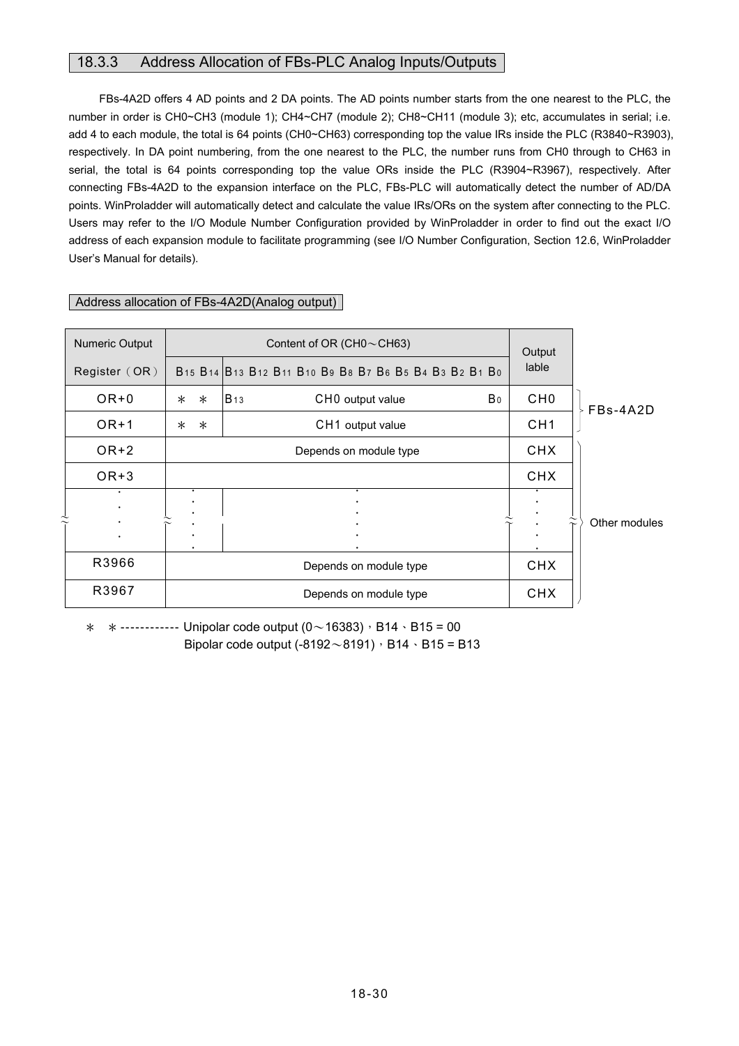### 18.3.3 Address Allocation of FBs-PLC Analog Inputs/Outputs

FBs-4A2D offers 4 AD points and 2 DA points. The AD points number starts from the one nearest to the PLC, the number in order is CH0~CH3 (module 1); CH4~CH7 (module 2); CH8~CH11 (module 3); etc, accumulates in serial; i.e. add 4 to each module, the total is 64 points (CH0~CH63) corresponding top the value IRs inside the PLC (R3840~R3903), respectively. In DA point numbering, from the one nearest to the PLC, the number runs from CH0 through to CH63 in serial, the total is 64 points corresponding top the value ORs inside the PLC (R3904~R3967), respectively. After connecting FBs-4A2D to the expansion interface on the PLC, FBs-PLC will automatically detect the number of AD/DA points. WinProladder will automatically detect and calculate the value IRs/ORs on the system after connecting to the PLC. Users may refer to the I/O Module Number Configuration provided by WinProladder in order to find out the exact I/O address of each expansion module to facilitate programming (see I/O Number Configuration, Section 12.6, WinProladder User's Manual for details).

Address allocation of FBs-4A2D(Analog output)

| Numeric Output Register（OR） | Content of OR (CH0～CH63) B15 B14 | B13 B12 B11 B10 B9 B8 B7 B6 B5 B4 B3 B2 B1 B0 | Output lable | |
|---|---|---|---|---|
| OR+0 | ＊ ＊ | B13 CH0 output value B0 | CH0 | FBs-4A2D |
| OR+1 | ＊ ＊ | CH1 output value | CH1 | |
| OR+2 | Depends on module type | | CHX | Other modules |
| OR+3 | | | CHX | |
| ⋮ | ⋮ | ⋮ | ⋮ | |
| R3966 | Depends on module type | | CHX | |
| R3967 | Depends on module type | | CHX | |

＊ ＊ ------------ Unipolar code output (0～16383)，B14、B15 = 00
Bipolar code output (-8192～8191)，B14、B15 = B13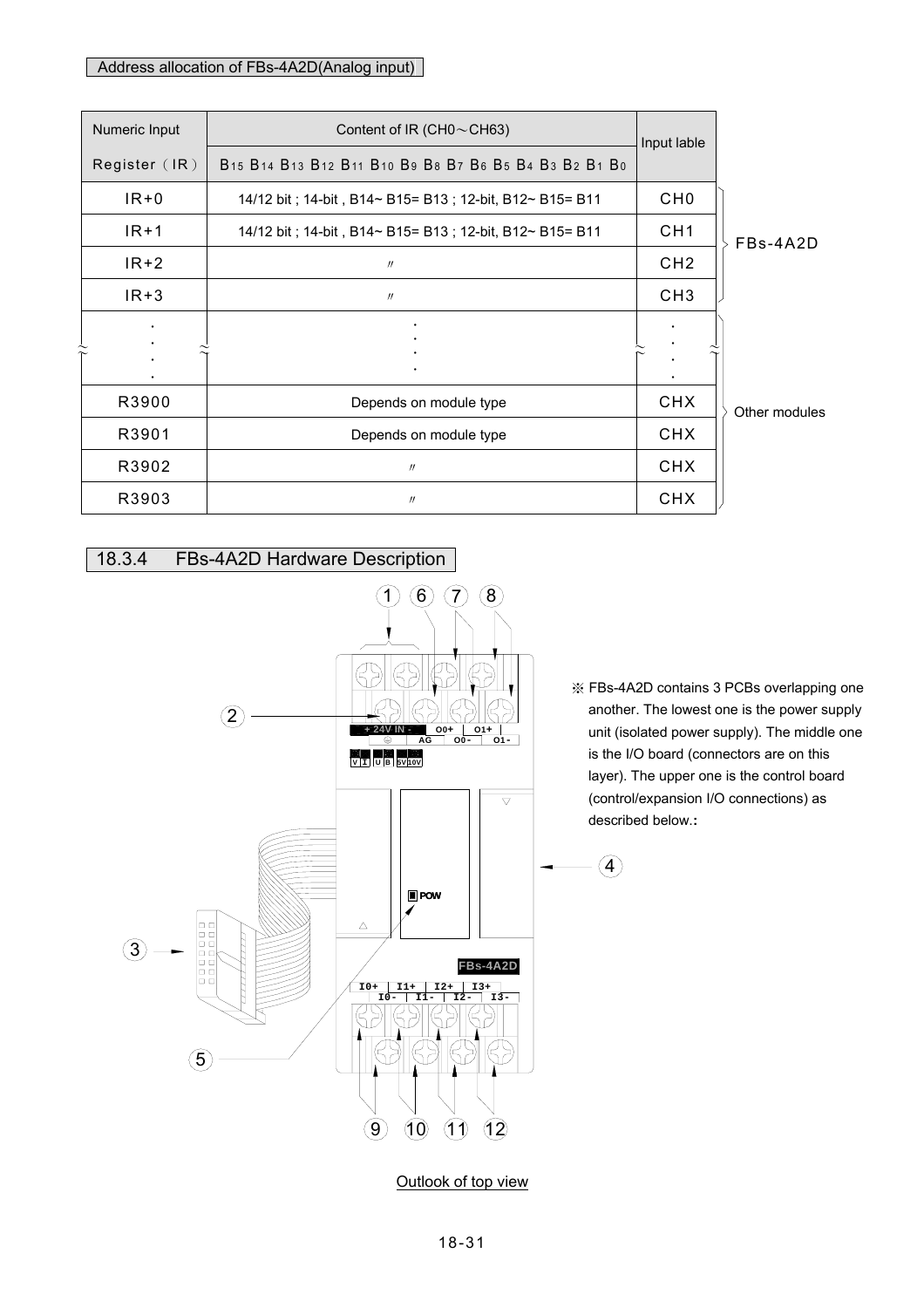Address allocation of FBs-4A2D(Analog input)

| Numeric Input Register（IR） | Content of IR (CH0～CH63) $B_{15}$ $B_{14}$ $B_{13}$ $B_{12}$ $B_{11}$ $B_{10}$ $B_9$ $B_8$ $B_7$ $B_6$ $B_5$ $B_4$ $B_3$ $B_2$ $B_1$ $B_0$ | Input lable | |
|---|---|---|---|
| IR+0 | 14/12 bit ; 14-bit , B14~ B15= B13 ; 12-bit, B12~ B15= B11 | CH0 | FBs-4A2D |
| IR+1 | 14/12 bit ; 14-bit , B14~ B15= B13 ; 12-bit, B12~ B15= B11 | CH1 | |
| IR+2 | 〃 | CH2 | |
| IR+3 | 〃 | CH3 | |
| ⋮ | ⋮ | ⋮ | |
| R3900 | Depends on module type | CHX | Other modules |
| R3901 | Depends on module type | CHX | |
| R3902 | 〃 | CHX | |
| R3903 | 〃 | CHX | |

## 18.3.4 FBs-4A2D Hardware Description

※ FBs-4A2D contains 3 PCBs overlapping one another. The lowest one is the power supply unit (isolated power supply). The middle one is the I/O board (connectors are on this layer). The upper one is the control board (control/expansion I/O connections) as described below.:

Outlook of top view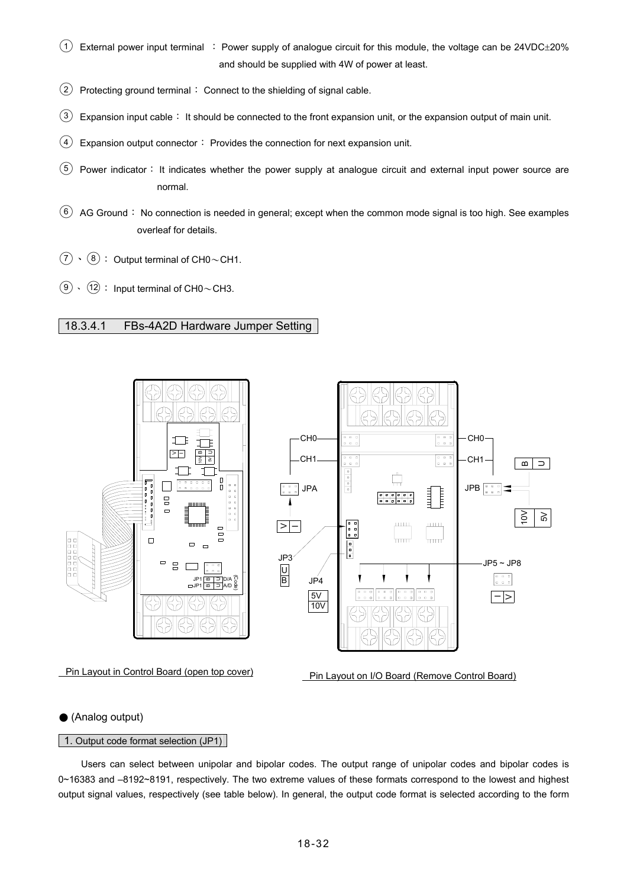① External power input terminal ： Power supply of analogue circuit for this module, the voltage can be 24VDC±20% and should be supplied with 4W of power at least.

② Protecting ground terminal： Connect to the shielding of signal cable.

③ Expansion input cable： It should be connected to the front expansion unit, or the expansion output of main unit.

④ Expansion output connector： Provides the connection for next expansion unit.

⑤ Power indicator： It indicates whether the power supply at analogue circuit and external input power source are normal.

⑥ AG Ground： No connection is needed in general; except when the common mode signal is too high. See examples overleaf for details.

⑦、⑧： Output terminal of CH0～CH1.

⑨、⑫： Input terminal of CH0～CH3.

### 18.3.4.1 FBs-4A2D Hardware Jumper Setting

Pin Layout in Control Board (open top cover)

Pin Layout on I/O Board (Remove Control Board)

● (Analog output)

#### 1. Output code format selection (JP1)

Users can select between unipolar and bipolar codes. The output range of unipolar codes and bipolar codes is 0~16383 and –8192~8191, respectively. The two extreme values of these formats correspond to the lowest and highest output signal values, respectively (see table below). In general, the output code format is selected according to the form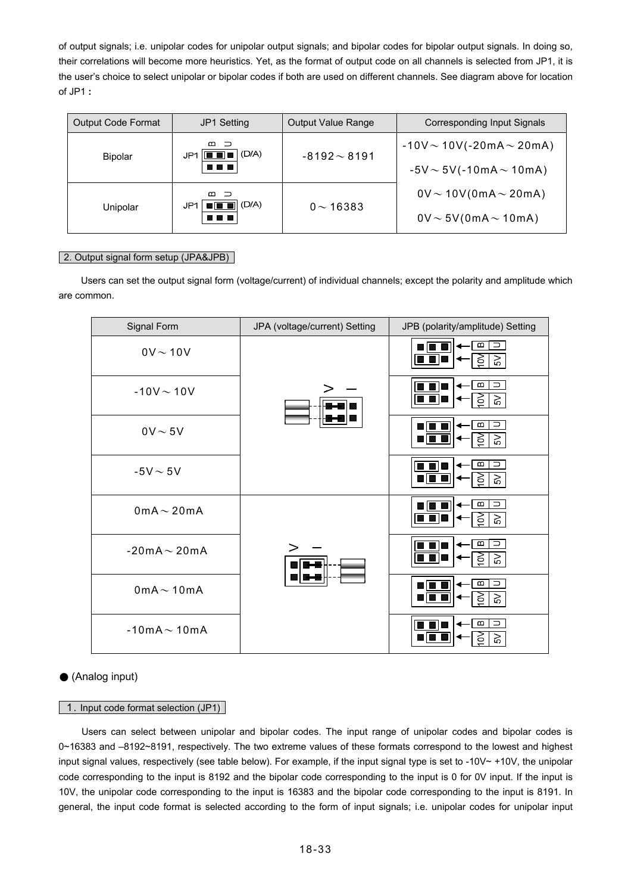of output signals; i.e. unipolar codes for unipolar output signals; and bipolar codes for bipolar output signals. In doing so, their correlations will become more heuristics. Yet, as the format of output code on all channels is selected from JP1, it is the user's choice to select unipolar or bipolar codes if both are used on different channels. See diagram above for location of JP1 :

| Output Code Format | JP1 Setting | Output Value Range | Corresponding Input Signals |
|---|---|---|---|
| Bipolar | JP1 B U (D/A) | -8192～8191 | -10V～10V(-20mA～20mA)<br>-5V～5V(-10mA～10mA) |
| Unipolar | JP1 B U (D/A) | 0～16383 | 0V～10V(0mA～20mA)<br>0V～5V(0mA～10mA) |

2. Output signal form setup (JPA&JPB)

Users can set the output signal form (voltage/current) of individual channels; except the polarity and amplitude which are common.

| Signal Form | JPA (voltage/current) Setting | JPB (polarity/amplitude) Setting |
|---|---|---|
| 0V～10V | V I | B U / 10V 5V |
| -10V～10V | | B U / 10V 5V |
| 0V～5V | | B U / 10V 5V |
| -5V～5V | | B U / 10V 5V |
| 0mA～20mA | V I | B U / 10V 5V |
| -20mA～20mA | | B U / 10V 5V |
| 0mA～10mA | | B U / 10V 5V |
| -10mA～10mA | | B U / 10V 5V |

● (Analog input)

1. Input code format selection (JP1)

Users can select between unipolar and bipolar codes. The input range of unipolar codes and bipolar codes is 0~16383 and –8192~8191, respectively. The two extreme values of these formats correspond to the lowest and highest input signal values, respectively (see table below). For example, if the input signal type is set to -10V~ +10V, the unipolar code corresponding to the input is 8192 and the bipolar code corresponding to the input is 0 for 0V input. If the input is 10V, the unipolar code corresponding to the input is 16383 and the bipolar code corresponding to the input is 8191. In general, the input code format is selected according to the form of input signals; i.e. unipolar codes for unipolar input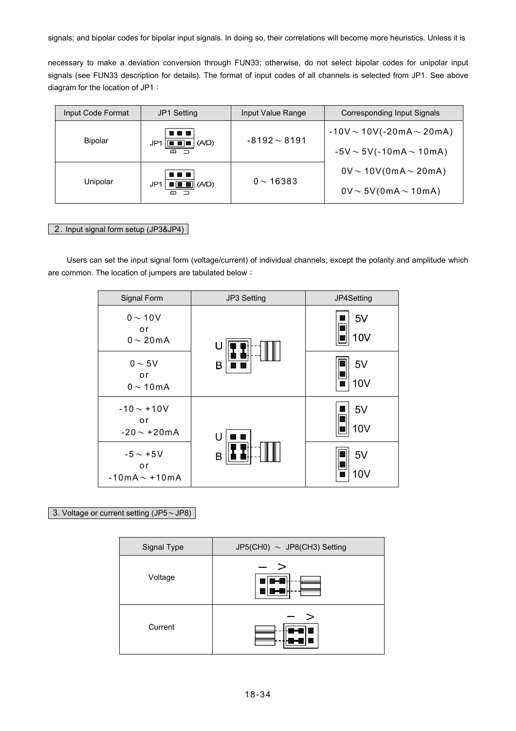signals; and bipolar codes for bipolar input signals. In doing so, their correlations will become more heuristics. Unless it is

necessary to make a deviation conversion through FUN33; otherwise, do not select bipolar codes for unipolar input signals (see FUN33 description for details). The format of input codes of all channels is selected from JP1. See above diagram for the location of JP1：

| Input Code Format | JP1 Setting | Input Value Range | Corresponding Input Signals |
|---|---|---|---|
| Bipolar | JP1 (A/D) B U | -8192～8191 | -10V～10V(-20mA～20mA)<br>-5V～5V(-10mA～10mA)<br>0V～10V(0mA～20mA)<br>0V～5V(0mA～10mA) |
| Unipolar | JP1 (A/D) B U | 0～16383 | |

**2. Input signal form setup (JP3&JP4)**

Users can set the input signal form (voltage/current) of individual channels; except the polarity and amplitude which are common. The location of jumpers are tabulated below：

| Signal Form | JP3 Setting | JP4Setting |
|---|---|---|
| 0～10V<br>or<br>0～20mA | U / B | 5V / 10V |
| 0～5V<br>or<br>0～10mA | | 5V / 10V |
| -10～+10V<br>or<br>-20～+20mA | U / B | 5V / 10V |
| -5～+5V<br>or<br>-10mA～+10mA | | 5V / 10V |

**3. Voltage or current setting (JP5～JP8)**

| Signal Type | JP5(CH0) ～ JP8(CH3) Setting |
|---|---|
| Voltage | I V |
| Current | I V |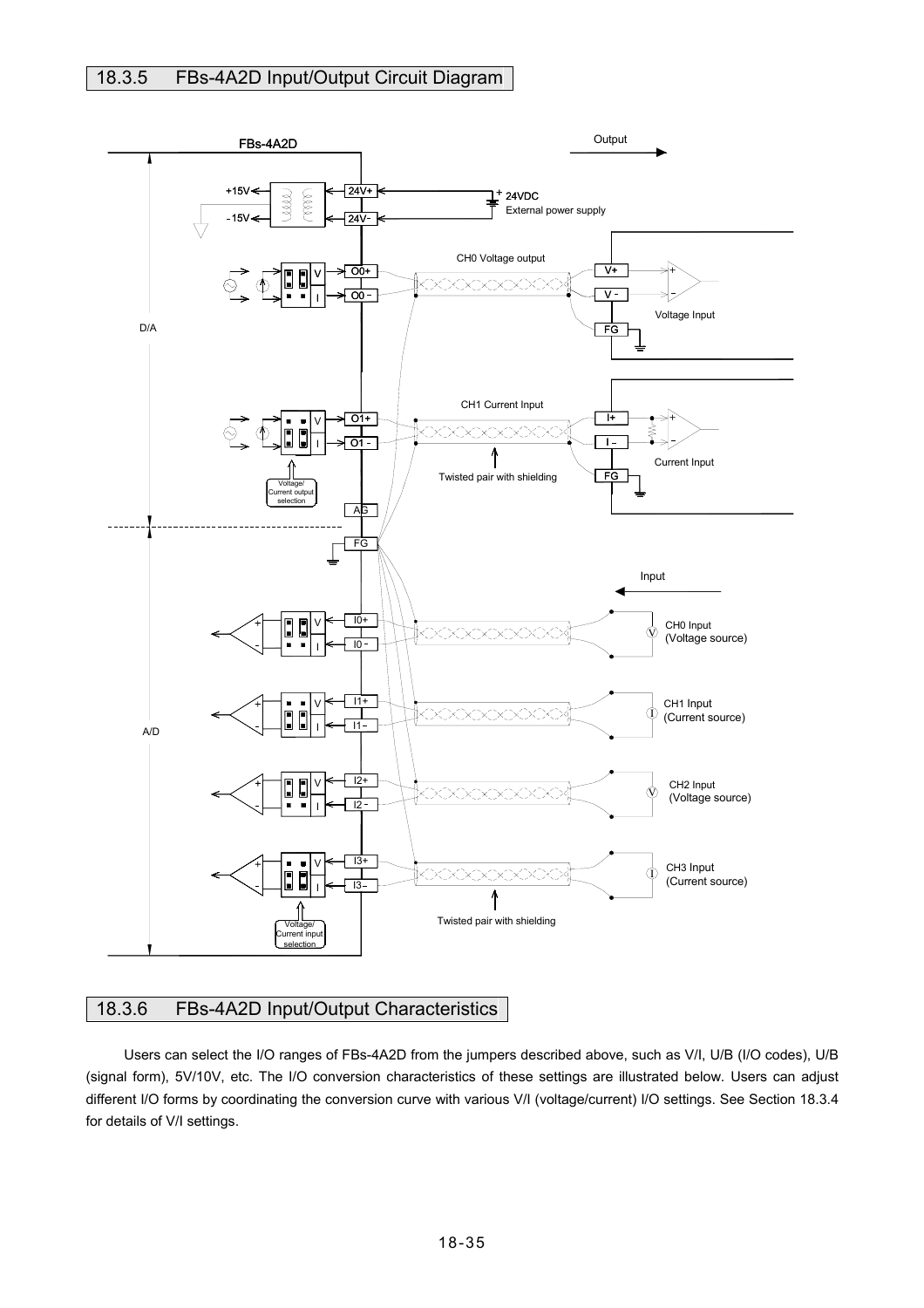## 18.3.5 FBs-4A2D Input/Output Circuit Diagram

FBs-4A2D

Output

+15V

-15V

24V+

24V-

24VDC

External power supply

CH0 Voltage output

V

I

O0+

O0-

V+

V-

FG

Voltage Input

D/A

CH1 Current Input

O1+

O1-

I+

I-

FG

Current Input

Twisted pair with shielding

Voltage/ Current output selection

AG

FG

Input

I0+

I0-

CH0 Input (Voltage source)

I1+

I1-

CH1 Input (Current source)

A/D

I2+

I2-

CH2 Input (Voltage source)

I3+

I3-

CH3 Input (Current source)

Twisted pair with shielding

Voltage/ Current input selection

## 18.3.6 FBs-4A2D Input/Output Characteristics

Users can select the I/O ranges of FBs-4A2D from the jumpers described above, such as V/I, U/B (I/O codes), U/B (signal form), 5V/10V, etc. The I/O conversion characteristics of these settings are illustrated below. Users can adjust different I/O forms by coordinating the conversion curve with various V/I (voltage/current) I/O settings. See Section 18.3.4 for details of V/I settings.